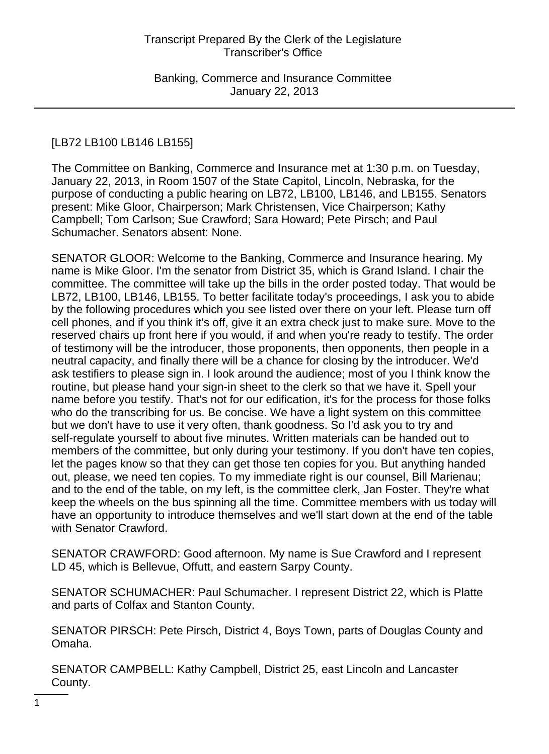[LB72 LB100 LB146 LB155]

The Committee on Banking, Commerce and Insurance met at 1:30 p.m. on Tuesday, January 22, 2013, in Room 1507 of the State Capitol, Lincoln, Nebraska, for the purpose of conducting a public hearing on LB72, LB100, LB146, and LB155. Senators present: Mike Gloor, Chairperson; Mark Christensen, Vice Chairperson; Kathy Campbell; Tom Carlson; Sue Crawford; Sara Howard; Pete Pirsch; and Paul Schumacher. Senators absent: None.

SENATOR GLOOR: Welcome to the Banking, Commerce and Insurance hearing. My name is Mike Gloor. I'm the senator from District 35, which is Grand Island. I chair the committee. The committee will take up the bills in the order posted today. That would be LB72, LB100, LB146, LB155. To better facilitate today's proceedings, I ask you to abide by the following procedures which you see listed over there on your left. Please turn off cell phones, and if you think it's off, give it an extra check just to make sure. Move to the reserved chairs up front here if you would, if and when you're ready to testify. The order of testimony will be the introducer, those proponents, then opponents, then people in a neutral capacity, and finally there will be a chance for closing by the introducer. We'd ask testifiers to please sign in. I look around the audience; most of you I think know the routine, but please hand your sign-in sheet to the clerk so that we have it. Spell your name before you testify. That's not for our edification, it's for the process for those folks who do the transcribing for us. Be concise. We have a light system on this committee but we don't have to use it very often, thank goodness. So I'd ask you to try and self-regulate yourself to about five minutes. Written materials can be handed out to members of the committee, but only during your testimony. If you don't have ten copies, let the pages know so that they can get those ten copies for you. But anything handed out, please, we need ten copies. To my immediate right is our counsel, Bill Marienau; and to the end of the table, on my left, is the committee clerk, Jan Foster. They're what keep the wheels on the bus spinning all the time. Committee members with us today will have an opportunity to introduce themselves and we'll start down at the end of the table with Senator Crawford.

SENATOR CRAWFORD: Good afternoon. My name is Sue Crawford and I represent LD 45, which is Bellevue, Offutt, and eastern Sarpy County.

SENATOR SCHUMACHER: Paul Schumacher. I represent District 22, which is Platte and parts of Colfax and Stanton County.

SENATOR PIRSCH: Pete Pirsch, District 4, Boys Town, parts of Douglas County and Omaha.

SENATOR CAMPBELL: Kathy Campbell, District 25, east Lincoln and Lancaster County.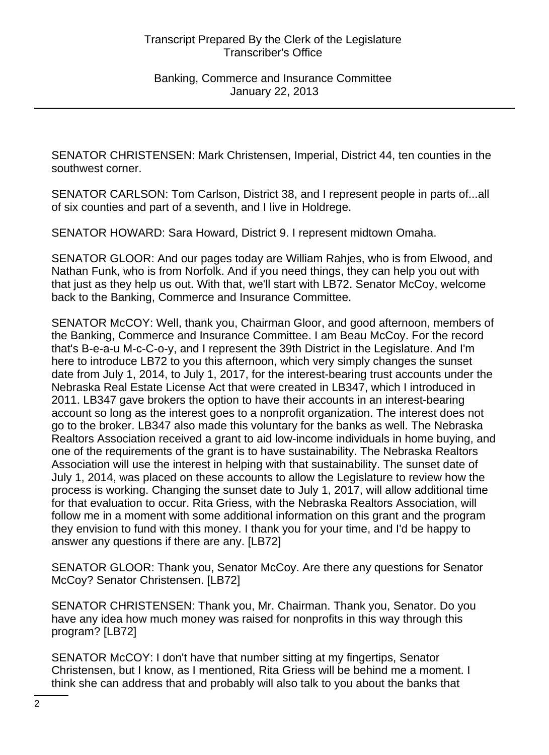SENATOR CHRISTENSEN: Mark Christensen, Imperial, District 44, ten counties in the southwest corner.

SENATOR CARLSON: Tom Carlson, District 38, and I represent people in parts of...all of six counties and part of a seventh, and I live in Holdrege.

SENATOR HOWARD: Sara Howard, District 9. I represent midtown Omaha.

SENATOR GLOOR: And our pages today are William Rahjes, who is from Elwood, and Nathan Funk, who is from Norfolk. And if you need things, they can help you out with that just as they help us out. With that, we'll start with LB72. Senator McCoy, welcome back to the Banking, Commerce and Insurance Committee.

SENATOR McCOY: Well, thank you, Chairman Gloor, and good afternoon, members of the Banking, Commerce and Insurance Committee. I am Beau McCoy. For the record that's B-e-a-u M-c-C-o-y, and I represent the 39th District in the Legislature. And I'm here to introduce LB72 to you this afternoon, which very simply changes the sunset date from July 1, 2014, to July 1, 2017, for the interest-bearing trust accounts under the Nebraska Real Estate License Act that were created in LB347, which I introduced in 2011. LB347 gave brokers the option to have their accounts in an interest-bearing account so long as the interest goes to a nonprofit organization. The interest does not go to the broker. LB347 also made this voluntary for the banks as well. The Nebraska Realtors Association received a grant to aid low-income individuals in home buying, and one of the requirements of the grant is to have sustainability. The Nebraska Realtors Association will use the interest in helping with that sustainability. The sunset date of July 1, 2014, was placed on these accounts to allow the Legislature to review how the process is working. Changing the sunset date to July 1, 2017, will allow additional time for that evaluation to occur. Rita Griess, with the Nebraska Realtors Association, will follow me in a moment with some additional information on this grant and the program they envision to fund with this money. I thank you for your time, and I'd be happy to answer any questions if there are any. [LB72]

SENATOR GLOOR: Thank you, Senator McCoy. Are there any questions for Senator McCoy? Senator Christensen. [LB72]

SENATOR CHRISTENSEN: Thank you, Mr. Chairman. Thank you, Senator. Do you have any idea how much money was raised for nonprofits in this way through this program? [LB72]

SENATOR McCOY: I don't have that number sitting at my fingertips, Senator Christensen, but I know, as I mentioned, Rita Griess will be behind me a moment. I think she can address that and probably will also talk to you about the banks that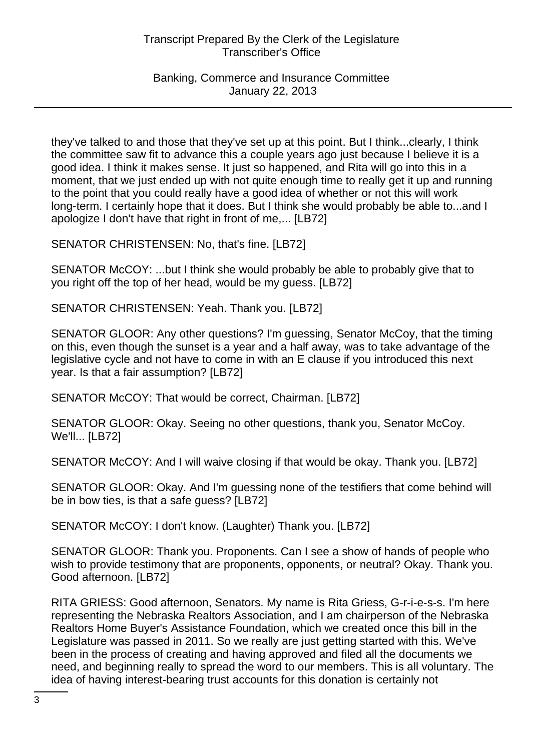they've talked to and those that they've set up at this point. But I think...clearly, I think the committee saw fit to advance this a couple years ago just because I believe it is a good idea. I think it makes sense. It just so happened, and Rita will go into this in a moment, that we just ended up with not quite enough time to really get it up and running to the point that you could really have a good idea of whether or not this will work long-term. I certainly hope that it does. But I think she would probably be able to...and I apologize I don't have that right in front of me,... [LB72]

SENATOR CHRISTENSEN: No, that's fine. [LB72]

SENATOR McCOY: ...but I think she would probably be able to probably give that to you right off the top of her head, would be my guess. [LB72]

SENATOR CHRISTENSEN: Yeah. Thank you. [LB72]

SENATOR GLOOR: Any other questions? I'm guessing, Senator McCoy, that the timing on this, even though the sunset is a year and a half away, was to take advantage of the legislative cycle and not have to come in with an E clause if you introduced this next year. Is that a fair assumption? [LB72]

SENATOR McCOY: That would be correct, Chairman. [LB72]

SENATOR GLOOR: Okay. Seeing no other questions, thank you, Senator McCoy. We'll... [LB72]

SENATOR McCOY: And I will waive closing if that would be okay. Thank you. [LB72]

SENATOR GLOOR: Okay. And I'm guessing none of the testifiers that come behind will be in bow ties, is that a safe guess? [LB72]

SENATOR McCOY: I don't know. (Laughter) Thank you. [LB72]

SENATOR GLOOR: Thank you. Proponents. Can I see a show of hands of people who wish to provide testimony that are proponents, opponents, or neutral? Okay. Thank you. Good afternoon. [LB72]

RITA GRIESS: Good afternoon, Senators. My name is Rita Griess, G-r-i-e-s-s. I'm here representing the Nebraska Realtors Association, and I am chairperson of the Nebraska Realtors Home Buyer's Assistance Foundation, which we created once this bill in the Legislature was passed in 2011. So we really are just getting started with this. We've been in the process of creating and having approved and filed all the documents we need, and beginning really to spread the word to our members. This is all voluntary. The idea of having interest-bearing trust accounts for this donation is certainly not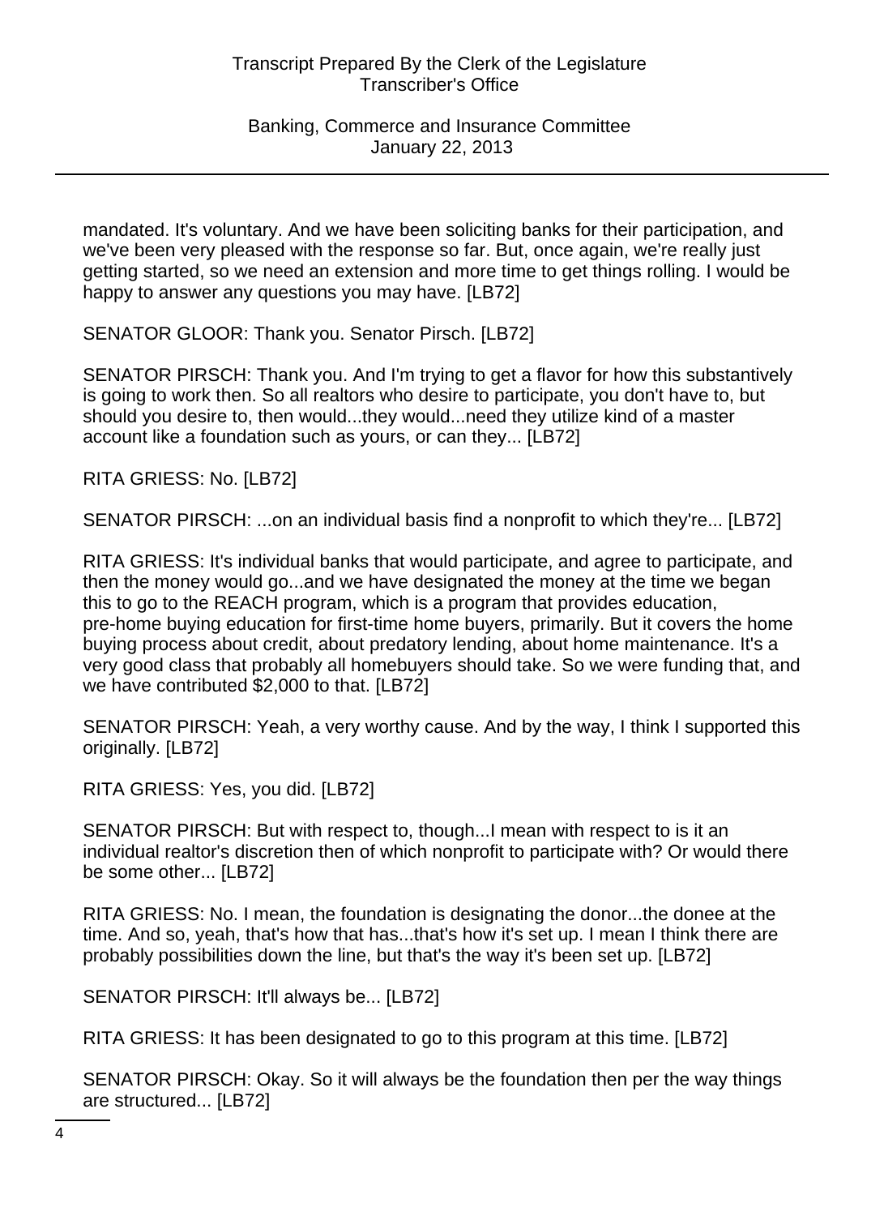mandated. It's voluntary. And we have been soliciting banks for their participation, and we've been very pleased with the response so far. But, once again, we're really just getting started, so we need an extension and more time to get things rolling. I would be happy to answer any questions you may have. [LB72]

SENATOR GLOOR: Thank you. Senator Pirsch. [LB72]

SENATOR PIRSCH: Thank you. And I'm trying to get a flavor for how this substantively is going to work then. So all realtors who desire to participate, you don't have to, but should you desire to, then would...they would...need they utilize kind of a master account like a foundation such as yours, or can they... [LB72]

RITA GRIESS: No. [LB72]

SENATOR PIRSCH: ...on an individual basis find a nonprofit to which they're... [LB72]

RITA GRIESS: It's individual banks that would participate, and agree to participate, and then the money would go...and we have designated the money at the time we began this to go to the REACH program, which is a program that provides education, pre-home buying education for first-time home buyers, primarily. But it covers the home buying process about credit, about predatory lending, about home maintenance. It's a very good class that probably all homebuyers should take. So we were funding that, and we have contributed $2,000 to that. [LB72]

SENATOR PIRSCH: Yeah, a very worthy cause. And by the way, I think I supported this originally. [LB72]

RITA GRIESS: Yes, you did. [LB72]

SENATOR PIRSCH: But with respect to, though...I mean with respect to is it an individual realtor's discretion then of which nonprofit to participate with? Or would there be some other... [LB72]

RITA GRIESS: No. I mean, the foundation is designating the donor...the donee at the time. And so, yeah, that's how that has...that's how it's set up. I mean I think there are probably possibilities down the line, but that's the way it's been set up. [LB72]

SENATOR PIRSCH: It'll always be... [LB72]

RITA GRIESS: It has been designated to go to this program at this time. [LB72]

SENATOR PIRSCH: Okay. So it will always be the foundation then per the way things are structured... [LB72]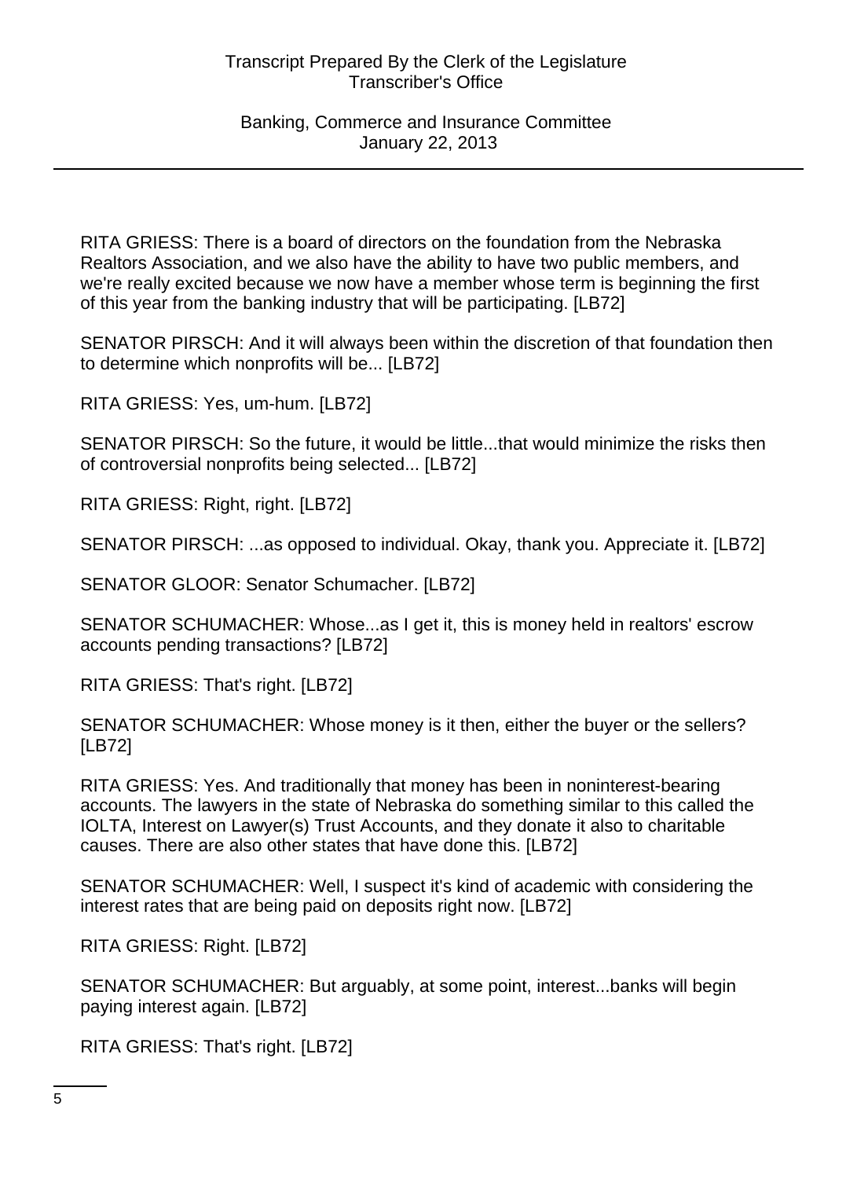RITA GRIESS: There is a board of directors on the foundation from the Nebraska Realtors Association, and we also have the ability to have two public members, and we're really excited because we now have a member whose term is beginning the first of this year from the banking industry that will be participating. [LB72]

SENATOR PIRSCH: And it will always been within the discretion of that foundation then to determine which nonprofits will be... [LB72]

RITA GRIESS: Yes, um-hum. [LB72]

SENATOR PIRSCH: So the future, it would be little...that would minimize the risks then of controversial nonprofits being selected... [LB72]

RITA GRIESS: Right, right. [LB72]

SENATOR PIRSCH: ...as opposed to individual. Okay, thank you. Appreciate it. [LB72]

SENATOR GLOOR: Senator Schumacher. [LB72]

SENATOR SCHUMACHER: Whose...as I get it, this is money held in realtors' escrow accounts pending transactions? [LB72]

RITA GRIESS: That's right. [LB72]

SENATOR SCHUMACHER: Whose money is it then, either the buyer or the sellers? [LB72]

RITA GRIESS: Yes. And traditionally that money has been in noninterest-bearing accounts. The lawyers in the state of Nebraska do something similar to this called the IOLTA, Interest on Lawyer(s) Trust Accounts, and they donate it also to charitable causes. There are also other states that have done this. [LB72]

SENATOR SCHUMACHER: Well, I suspect it's kind of academic with considering the interest rates that are being paid on deposits right now. [LB72]

RITA GRIESS: Right. [LB72]

SENATOR SCHUMACHER: But arguably, at some point, interest...banks will begin paying interest again. [LB72]

RITA GRIESS: That's right. [LB72]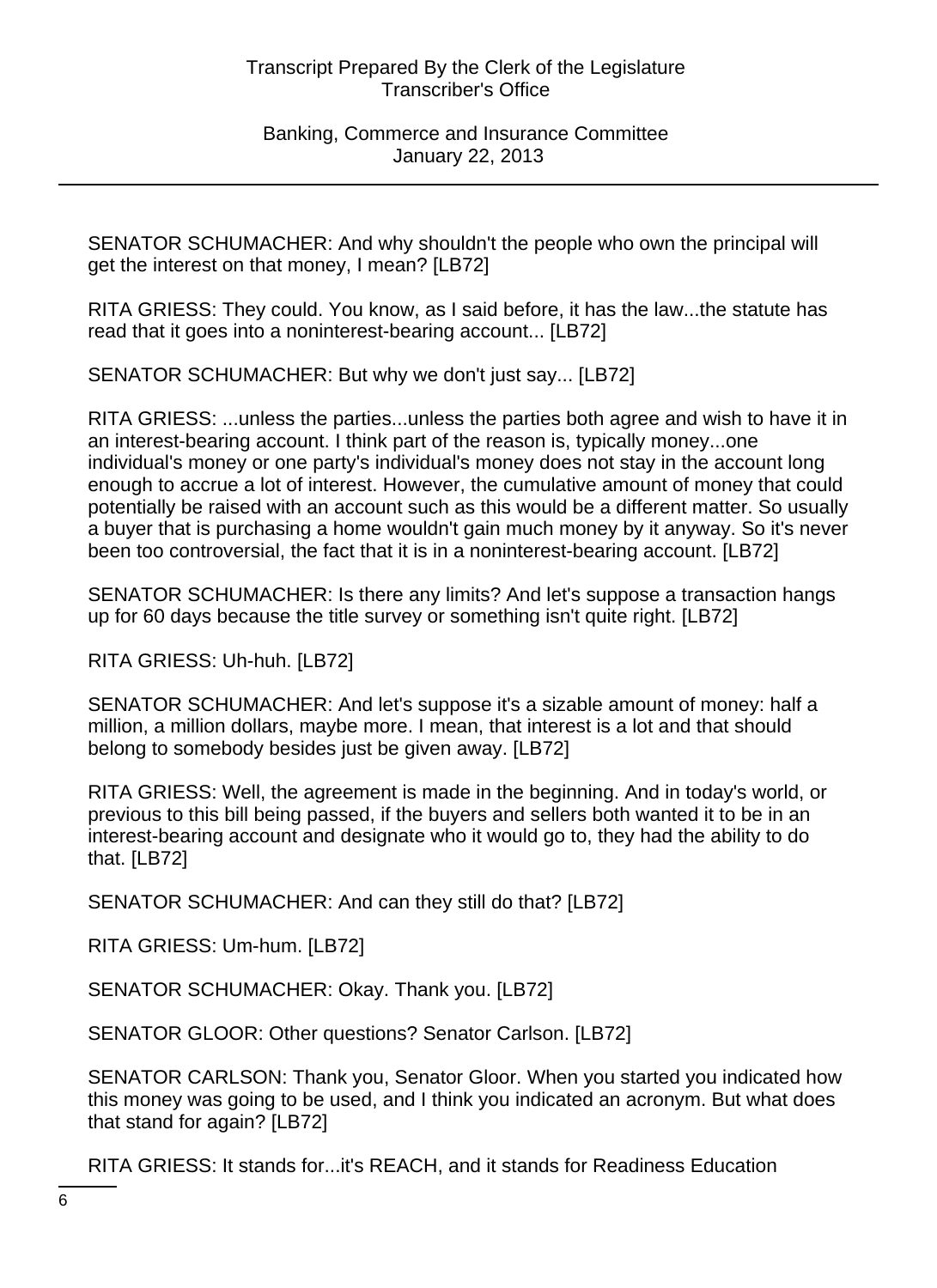SENATOR SCHUMACHER: And why shouldn't the people who own the principal will get the interest on that money, I mean? [LB72]

RITA GRIESS: They could. You know, as I said before, it has the law...the statute has read that it goes into a noninterest-bearing account... [LB72]

SENATOR SCHUMACHER: But why we don't just say... [LB72]

RITA GRIESS: ...unless the parties...unless the parties both agree and wish to have it in an interest-bearing account. I think part of the reason is, typically money...one individual's money or one party's individual's money does not stay in the account long enough to accrue a lot of interest. However, the cumulative amount of money that could potentially be raised with an account such as this would be a different matter. So usually a buyer that is purchasing a home wouldn't gain much money by it anyway. So it's never been too controversial, the fact that it is in a noninterest-bearing account. [LB72]

SENATOR SCHUMACHER: Is there any limits? And let's suppose a transaction hangs up for 60 days because the title survey or something isn't quite right. [LB72]

RITA GRIESS: Uh-huh. [LB72]

SENATOR SCHUMACHER: And let's suppose it's a sizable amount of money: half a million, a million dollars, maybe more. I mean, that interest is a lot and that should belong to somebody besides just be given away. [LB72]

RITA GRIESS: Well, the agreement is made in the beginning. And in today's world, or previous to this bill being passed, if the buyers and sellers both wanted it to be in an interest-bearing account and designate who it would go to, they had the ability to do that. [LB72]

SENATOR SCHUMACHER: And can they still do that? [LB72]

RITA GRIESS: Um-hum. [LB72]

SENATOR SCHUMACHER: Okay. Thank you. [LB72]

SENATOR GLOOR: Other questions? Senator Carlson. [LB72]

SENATOR CARLSON: Thank you, Senator Gloor. When you started you indicated how this money was going to be used, and I think you indicated an acronym. But what does that stand for again? [LB72]

RITA GRIESS: It stands for...it's REACH, and it stands for Readiness Education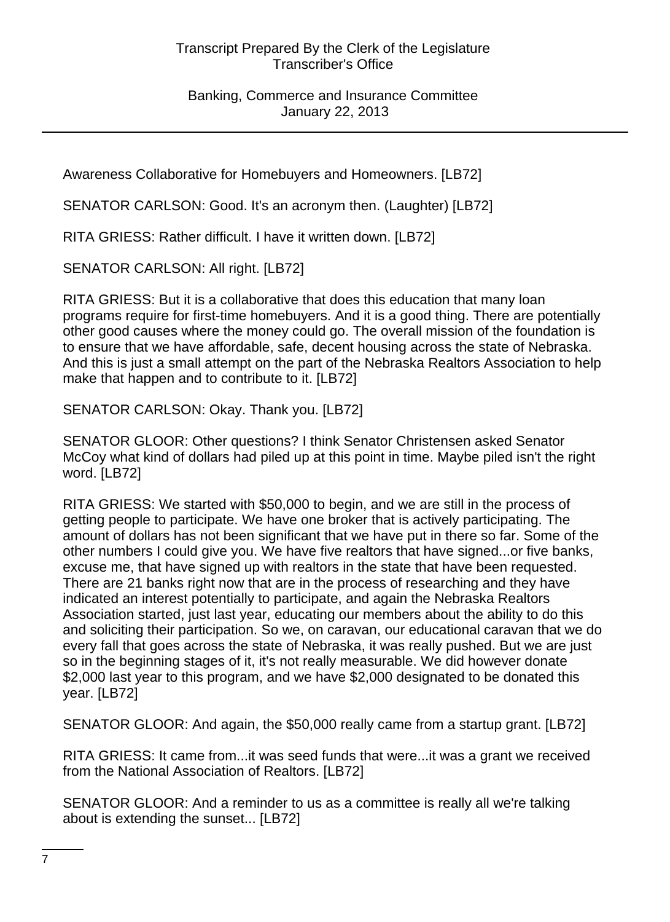Awareness Collaborative for Homebuyers and Homeowners. [LB72]

SENATOR CARLSON: Good. It's an acronym then. (Laughter) [LB72]

RITA GRIESS: Rather difficult. I have it written down. [LB72]

SENATOR CARLSON: All right. [LB72]

RITA GRIESS: But it is a collaborative that does this education that many loan programs require for first-time homebuyers. And it is a good thing. There are potentially other good causes where the money could go. The overall mission of the foundation is to ensure that we have affordable, safe, decent housing across the state of Nebraska. And this is just a small attempt on the part of the Nebraska Realtors Association to help make that happen and to contribute to it. [LB72]

SENATOR CARLSON: Okay. Thank you. [LB72]

SENATOR GLOOR: Other questions? I think Senator Christensen asked Senator McCoy what kind of dollars had piled up at this point in time. Maybe piled isn't the right word. [LB72]

RITA GRIESS: We started with $50,000 to begin, and we are still in the process of getting people to participate. We have one broker that is actively participating. The amount of dollars has not been significant that we have put in there so far. Some of the other numbers I could give you. We have five realtors that have signed...or five banks, excuse me, that have signed up with realtors in the state that have been requested. There are 21 banks right now that are in the process of researching and they have indicated an interest potentially to participate, and again the Nebraska Realtors Association started, just last year, educating our members about the ability to do this and soliciting their participation. So we, on caravan, our educational caravan that we do every fall that goes across the state of Nebraska, it was really pushed. But we are just so in the beginning stages of it, it's not really measurable. We did however donate $2,000 last year to this program, and we have $2,000 designated to be donated this year. [LB72]

SENATOR GLOOR: And again, the $50,000 really came from a startup grant. [LB72]

RITA GRIESS: It came from...it was seed funds that were...it was a grant we received from the National Association of Realtors. [LB72]

SENATOR GLOOR: And a reminder to us as a committee is really all we're talking about is extending the sunset... [LB72]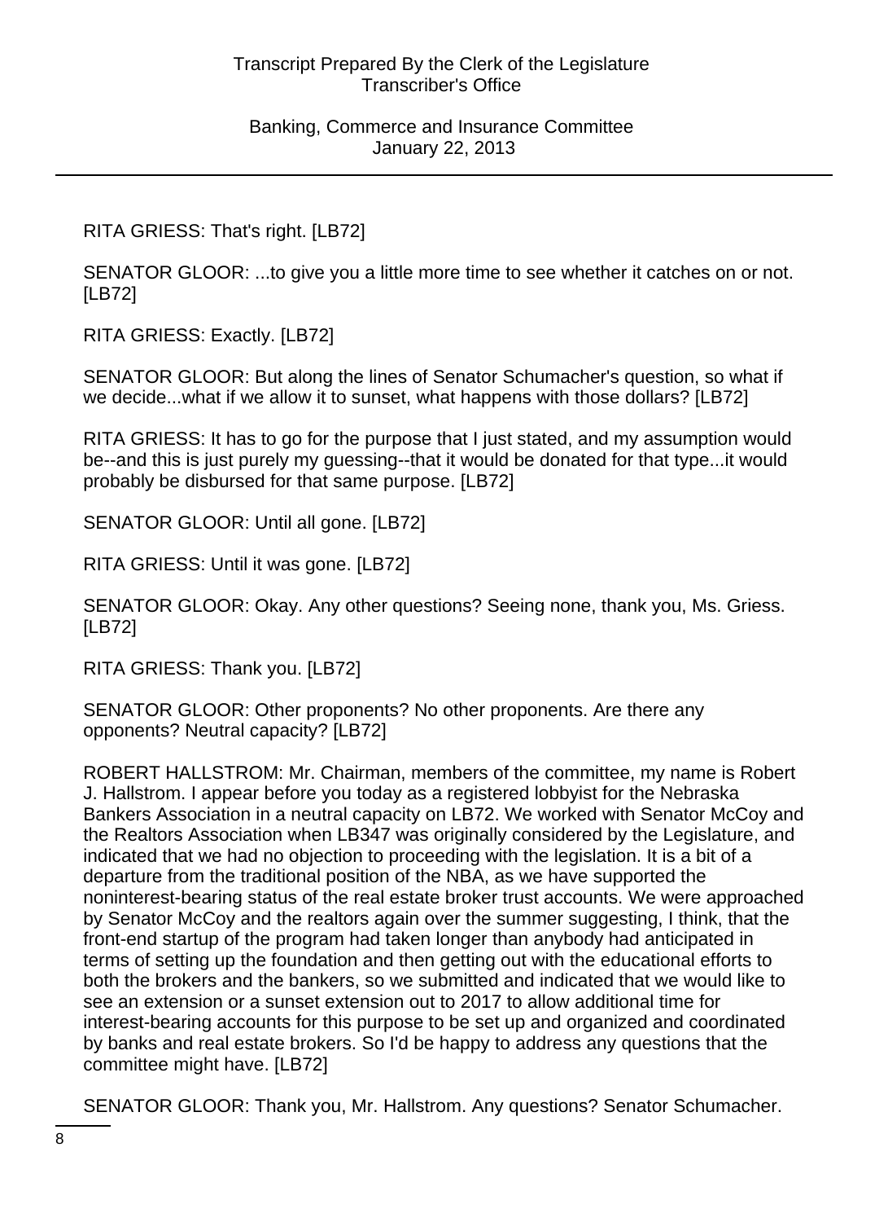RITA GRIESS: That's right. [LB72]

SENATOR GLOOR: ...to give you a little more time to see whether it catches on or not. [LB72]

RITA GRIESS: Exactly. [LB72]

SENATOR GLOOR: But along the lines of Senator Schumacher's question, so what if we decide...what if we allow it to sunset, what happens with those dollars? [LB72]

RITA GRIESS: It has to go for the purpose that I just stated, and my assumption would be--and this is just purely my guessing--that it would be donated for that type...it would probably be disbursed for that same purpose. [LB72]

SENATOR GLOOR: Until all gone. [LB72]

RITA GRIESS: Until it was gone. [LB72]

SENATOR GLOOR: Okay. Any other questions? Seeing none, thank you, Ms. Griess. [LB72]

RITA GRIESS: Thank you. [LB72]

SENATOR GLOOR: Other proponents? No other proponents. Are there any opponents? Neutral capacity? [LB72]

ROBERT HALLSTROM: Mr. Chairman, members of the committee, my name is Robert J. Hallstrom. I appear before you today as a registered lobbyist for the Nebraska Bankers Association in a neutral capacity on LB72. We worked with Senator McCoy and the Realtors Association when LB347 was originally considered by the Legislature, and indicated that we had no objection to proceeding with the legislation. It is a bit of a departure from the traditional position of the NBA, as we have supported the noninterest-bearing status of the real estate broker trust accounts. We were approached by Senator McCoy and the realtors again over the summer suggesting, I think, that the front-end startup of the program had taken longer than anybody had anticipated in terms of setting up the foundation and then getting out with the educational efforts to both the brokers and the bankers, so we submitted and indicated that we would like to see an extension or a sunset extension out to 2017 to allow additional time for interest-bearing accounts for this purpose to be set up and organized and coordinated by banks and real estate brokers. So I'd be happy to address any questions that the committee might have. [LB72]

SENATOR GLOOR: Thank you, Mr. Hallstrom. Any questions? Senator Schumacher.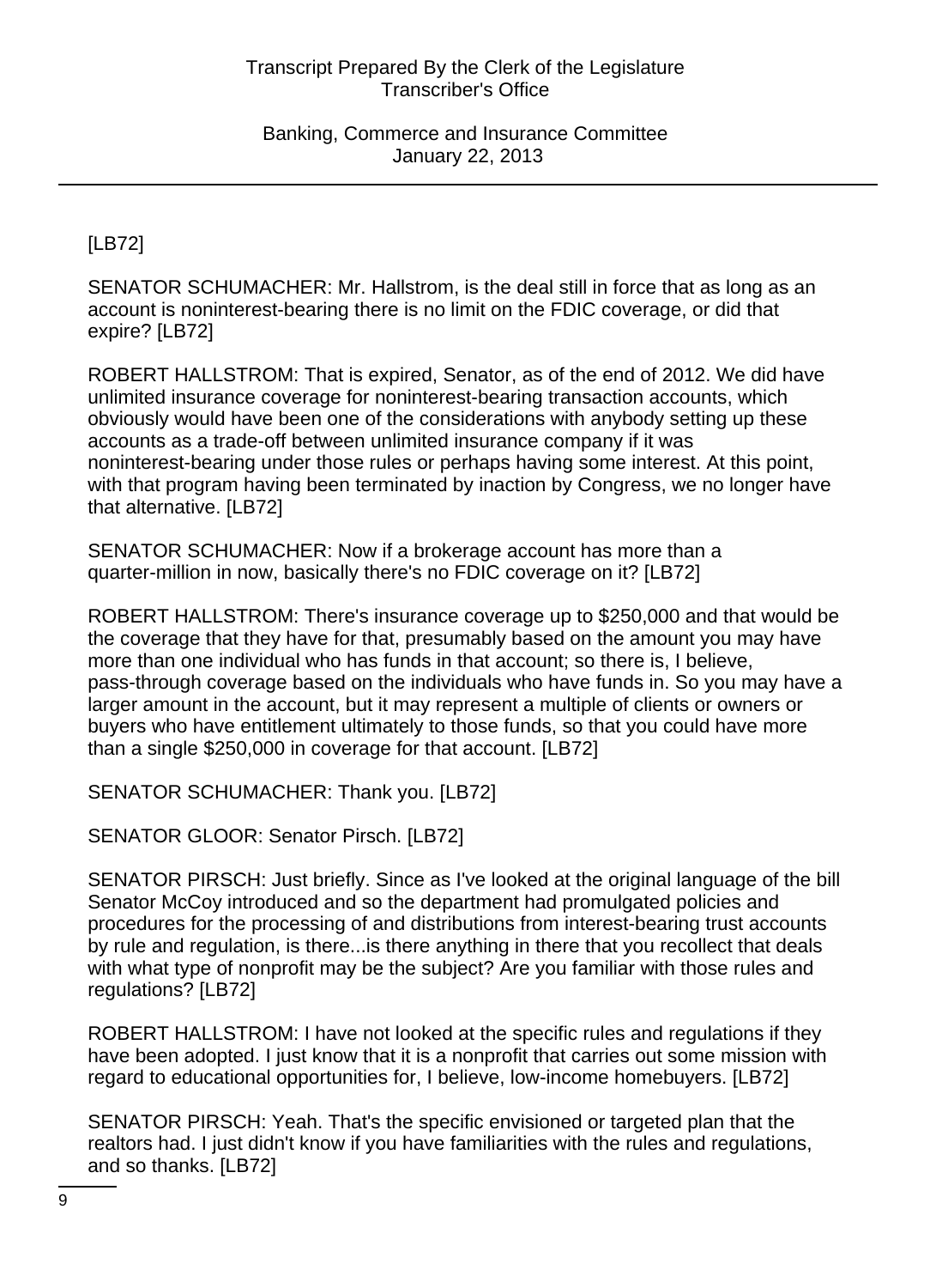[LB72]

SENATOR SCHUMACHER: Mr. Hallstrom, is the deal still in force that as long as an account is noninterest-bearing there is no limit on the FDIC coverage, or did that expire? [LB72]

ROBERT HALLSTROM: That is expired, Senator, as of the end of 2012. We did have unlimited insurance coverage for noninterest-bearing transaction accounts, which obviously would have been one of the considerations with anybody setting up these accounts as a trade-off between unlimited insurance company if it was noninterest-bearing under those rules or perhaps having some interest. At this point, with that program having been terminated by inaction by Congress, we no longer have that alternative. [LB72]

SENATOR SCHUMACHER: Now if a brokerage account has more than a quarter-million in now, basically there's no FDIC coverage on it? [LB72]

ROBERT HALLSTROM: There's insurance coverage up to $250,000 and that would be the coverage that they have for that, presumably based on the amount you may have more than one individual who has funds in that account; so there is, I believe, pass-through coverage based on the individuals who have funds in. So you may have a larger amount in the account, but it may represent a multiple of clients or owners or buyers who have entitlement ultimately to those funds, so that you could have more than a single $250,000 in coverage for that account. [LB72]

SENATOR SCHUMACHER: Thank you. [LB72]

SENATOR GLOOR: Senator Pirsch. [LB72]

SENATOR PIRSCH: Just briefly. Since as I've looked at the original language of the bill Senator McCoy introduced and so the department had promulgated policies and procedures for the processing of and distributions from interest-bearing trust accounts by rule and regulation, is there...is there anything in there that you recollect that deals with what type of nonprofit may be the subject? Are you familiar with those rules and regulations? [LB72]

ROBERT HALLSTROM: I have not looked at the specific rules and regulations if they have been adopted. I just know that it is a nonprofit that carries out some mission with regard to educational opportunities for, I believe, low-income homebuyers. [LB72]

SENATOR PIRSCH: Yeah. That's the specific envisioned or targeted plan that the realtors had. I just didn't know if you have familiarities with the rules and regulations, and so thanks. [LB72]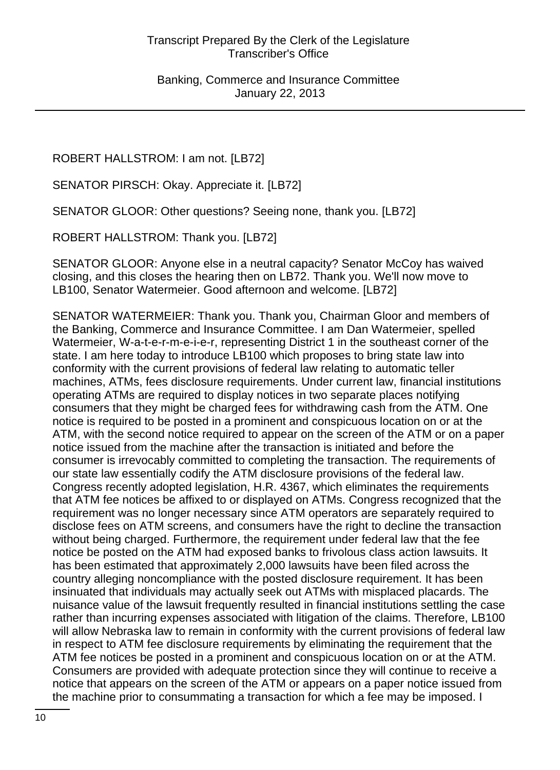ROBERT HALLSTROM: I am not. [LB72]

SENATOR PIRSCH: Okay. Appreciate it. [LB72]

SENATOR GLOOR: Other questions? Seeing none, thank you. [LB72]

ROBERT HALLSTROM: Thank you. [LB72]

SENATOR GLOOR: Anyone else in a neutral capacity? Senator McCoy has waived closing, and this closes the hearing then on LB72. Thank you. We'll now move to LB100, Senator Watermeier. Good afternoon and welcome. [LB72]

SENATOR WATERMEIER: Thank you. Thank you, Chairman Gloor and members of the Banking, Commerce and Insurance Committee. I am Dan Watermeier, spelled Watermeier, W-a-t-e-r-m-e-i-e-r, representing District 1 in the southeast corner of the state. I am here today to introduce LB100 which proposes to bring state law into conformity with the current provisions of federal law relating to automatic teller machines, ATMs, fees disclosure requirements. Under current law, financial institutions operating ATMs are required to display notices in two separate places notifying consumers that they might be charged fees for withdrawing cash from the ATM. One notice is required to be posted in a prominent and conspicuous location on or at the ATM, with the second notice required to appear on the screen of the ATM or on a paper notice issued from the machine after the transaction is initiated and before the consumer is irrevocably committed to completing the transaction. The requirements of our state law essentially codify the ATM disclosure provisions of the federal law. Congress recently adopted legislation, H.R. 4367, which eliminates the requirements that ATM fee notices be affixed to or displayed on ATMs. Congress recognized that the requirement was no longer necessary since ATM operators are separately required to disclose fees on ATM screens, and consumers have the right to decline the transaction without being charged. Furthermore, the requirement under federal law that the fee notice be posted on the ATM had exposed banks to frivolous class action lawsuits. It has been estimated that approximately 2,000 lawsuits have been filed across the country alleging noncompliance with the posted disclosure requirement. It has been insinuated that individuals may actually seek out ATMs with misplaced placards. The nuisance value of the lawsuit frequently resulted in financial institutions settling the case rather than incurring expenses associated with litigation of the claims. Therefore, LB100 will allow Nebraska law to remain in conformity with the current provisions of federal law in respect to ATM fee disclosure requirements by eliminating the requirement that the ATM fee notices be posted in a prominent and conspicuous location on or at the ATM. Consumers are provided with adequate protection since they will continue to receive a notice that appears on the screen of the ATM or appears on a paper notice issued from the machine prior to consummating a transaction for which a fee may be imposed. I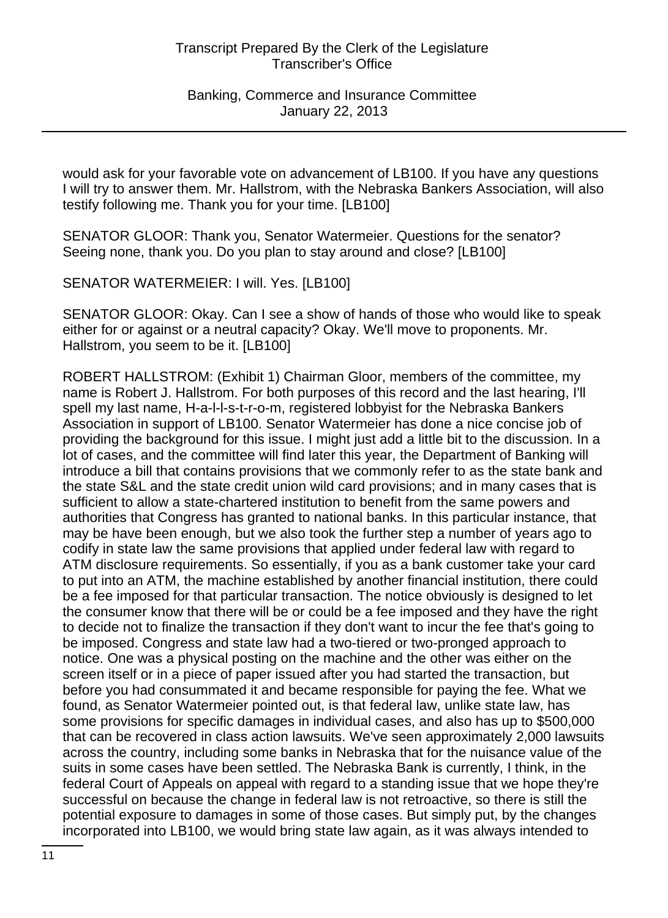would ask for your favorable vote on advancement of LB100. If you have any questions I will try to answer them. Mr. Hallstrom, with the Nebraska Bankers Association, will also testify following me. Thank you for your time. [LB100]

SENATOR GLOOR: Thank you, Senator Watermeier. Questions for the senator? Seeing none, thank you. Do you plan to stay around and close? [LB100]

SENATOR WATERMEIER: I will. Yes. [LB100]

SENATOR GLOOR: Okay. Can I see a show of hands of those who would like to speak either for or against or a neutral capacity? Okay. We'll move to proponents. Mr. Hallstrom, you seem to be it. [LB100]

ROBERT HALLSTROM: (Exhibit 1) Chairman Gloor, members of the committee, my name is Robert J. Hallstrom. For both purposes of this record and the last hearing, I'll spell my last name, H-a-l-l-s-t-r-o-m, registered lobbyist for the Nebraska Bankers Association in support of LB100. Senator Watermeier has done a nice concise job of providing the background for this issue. I might just add a little bit to the discussion. In a lot of cases, and the committee will find later this year, the Department of Banking will introduce a bill that contains provisions that we commonly refer to as the state bank and the state S&L and the state credit union wild card provisions; and in many cases that is sufficient to allow a state-chartered institution to benefit from the same powers and authorities that Congress has granted to national banks. In this particular instance, that may be have been enough, but we also took the further step a number of years ago to codify in state law the same provisions that applied under federal law with regard to ATM disclosure requirements. So essentially, if you as a bank customer take your card to put into an ATM, the machine established by another financial institution, there could be a fee imposed for that particular transaction. The notice obviously is designed to let the consumer know that there will be or could be a fee imposed and they have the right to decide not to finalize the transaction if they don't want to incur the fee that's going to be imposed. Congress and state law had a two-tiered or two-pronged approach to notice. One was a physical posting on the machine and the other was either on the screen itself or in a piece of paper issued after you had started the transaction, but before you had consummated it and became responsible for paying the fee. What we found, as Senator Watermeier pointed out, is that federal law, unlike state law, has some provisions for specific damages in individual cases, and also has up to $500,000 that can be recovered in class action lawsuits. We've seen approximately 2,000 lawsuits across the country, including some banks in Nebraska that for the nuisance value of the suits in some cases have been settled. The Nebraska Bank is currently, I think, in the federal Court of Appeals on appeal with regard to a standing issue that we hope they're successful on because the change in federal law is not retroactive, so there is still the potential exposure to damages in some of those cases. But simply put, by the changes incorporated into LB100, we would bring state law again, as it was always intended to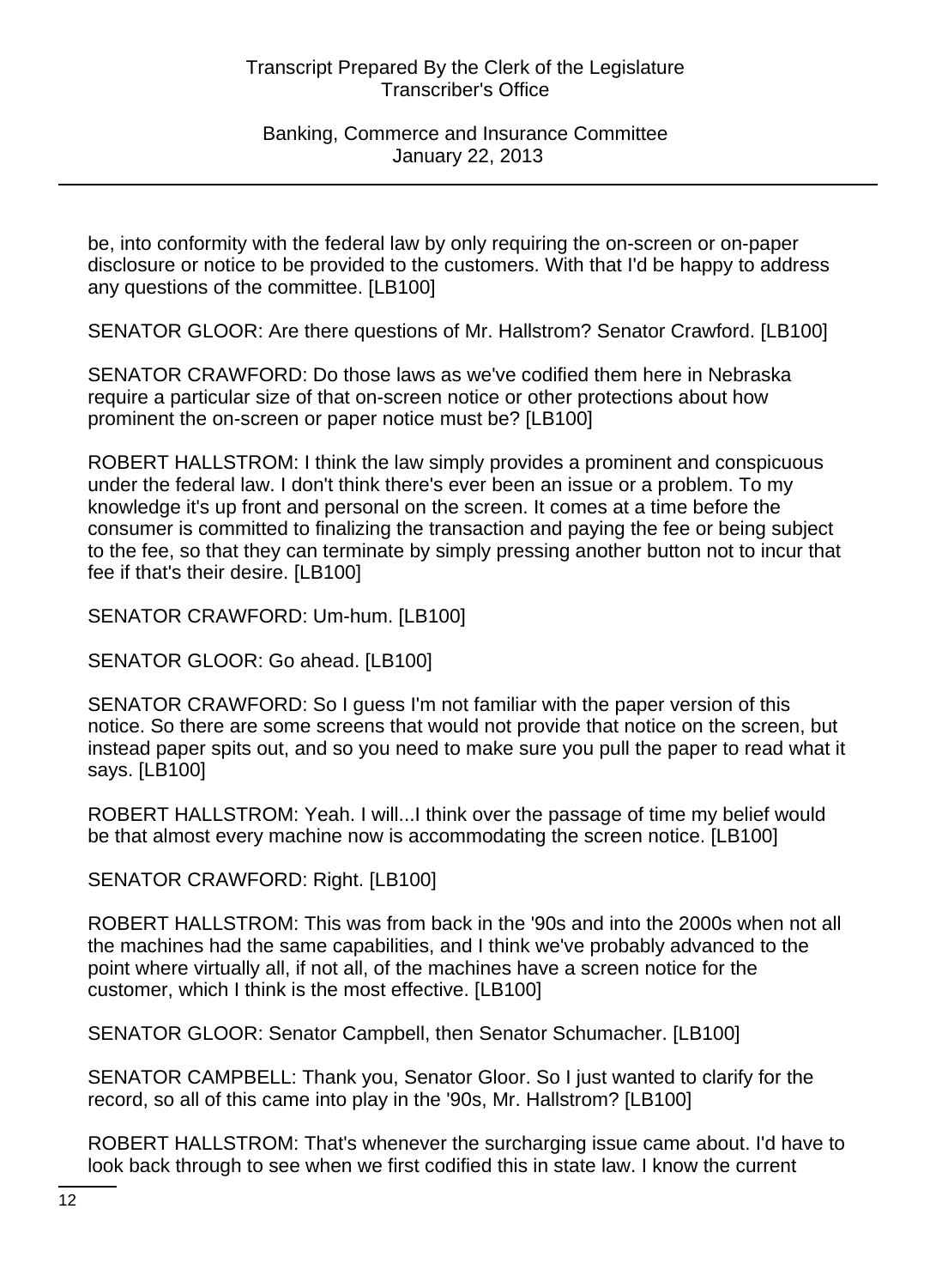be, into conformity with the federal law by only requiring the on-screen or on-paper disclosure or notice to be provided to the customers. With that I'd be happy to address any questions of the committee. [LB100]

SENATOR GLOOR: Are there questions of Mr. Hallstrom? Senator Crawford. [LB100]

SENATOR CRAWFORD: Do those laws as we've codified them here in Nebraska require a particular size of that on-screen notice or other protections about how prominent the on-screen or paper notice must be? [LB100]

ROBERT HALLSTROM: I think the law simply provides a prominent and conspicuous under the federal law. I don't think there's ever been an issue or a problem. To my knowledge it's up front and personal on the screen. It comes at a time before the consumer is committed to finalizing the transaction and paying the fee or being subject to the fee, so that they can terminate by simply pressing another button not to incur that fee if that's their desire. [LB100]

SENATOR CRAWFORD: Um-hum. [LB100]

SENATOR GLOOR: Go ahead. [LB100]

SENATOR CRAWFORD: So I guess I'm not familiar with the paper version of this notice. So there are some screens that would not provide that notice on the screen, but instead paper spits out, and so you need to make sure you pull the paper to read what it says. [LB100]

ROBERT HALLSTROM: Yeah. I will...I think over the passage of time my belief would be that almost every machine now is accommodating the screen notice. [LB100]

SENATOR CRAWFORD: Right. [LB100]

ROBERT HALLSTROM: This was from back in the '90s and into the 2000s when not all the machines had the same capabilities, and I think we've probably advanced to the point where virtually all, if not all, of the machines have a screen notice for the customer, which I think is the most effective. [LB100]

SENATOR GLOOR: Senator Campbell, then Senator Schumacher. [LB100]

SENATOR CAMPBELL: Thank you, Senator Gloor. So I just wanted to clarify for the record, so all of this came into play in the '90s, Mr. Hallstrom? [LB100]

ROBERT HALLSTROM: That's whenever the surcharging issue came about. I'd have to look back through to see when we first codified this in state law. I know the current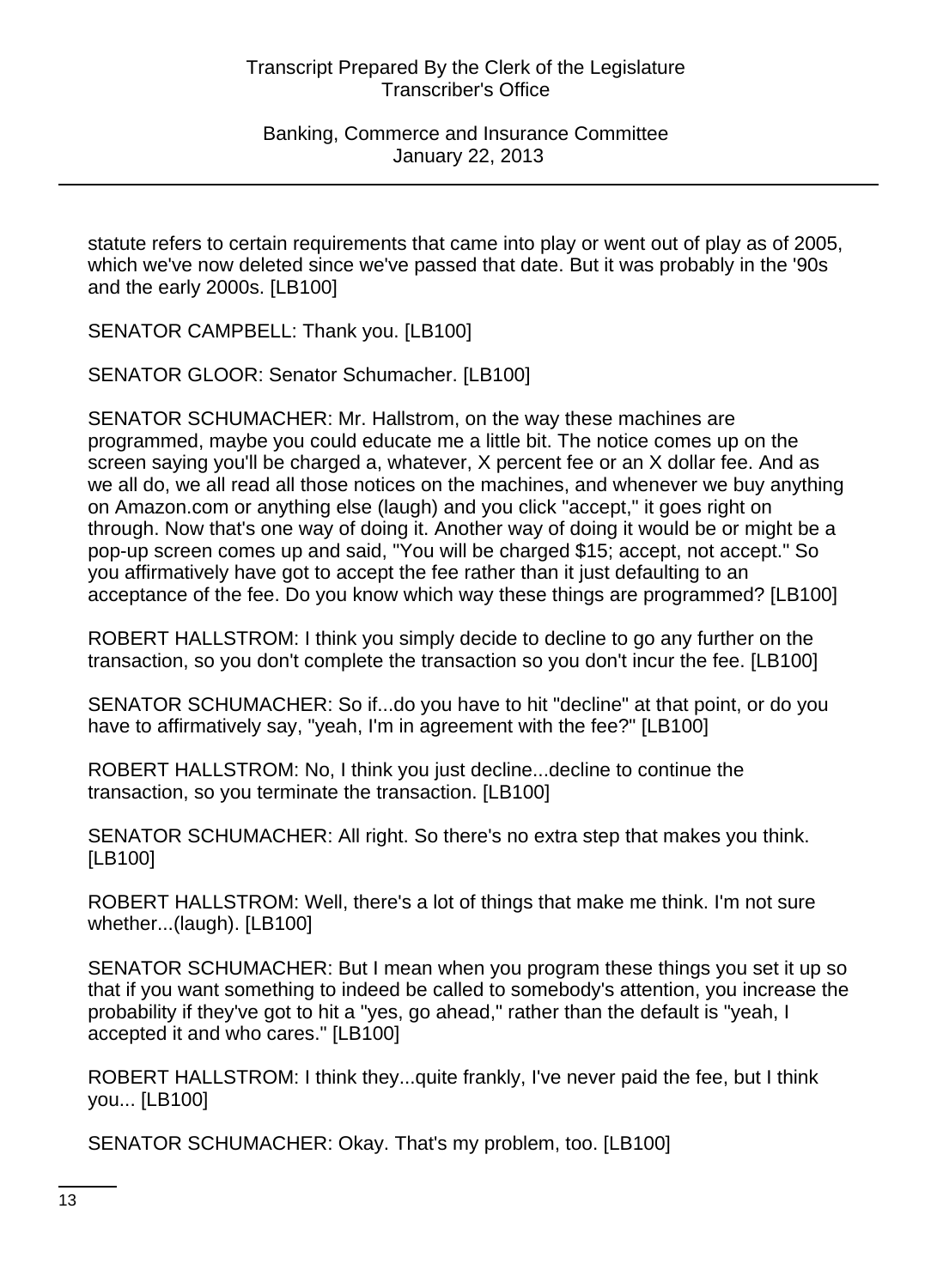statute refers to certain requirements that came into play or went out of play as of 2005, which we've now deleted since we've passed that date. But it was probably in the '90s and the early 2000s. [LB100]

SENATOR CAMPBELL: Thank you. [LB100]

SENATOR GLOOR: Senator Schumacher. [LB100]

SENATOR SCHUMACHER: Mr. Hallstrom, on the way these machines are programmed, maybe you could educate me a little bit. The notice comes up on the screen saying you'll be charged a, whatever, X percent fee or an X dollar fee. And as we all do, we all read all those notices on the machines, and whenever we buy anything on Amazon.com or anything else (laugh) and you click "accept," it goes right on through. Now that's one way of doing it. Another way of doing it would be or might be a pop-up screen comes up and said, "You will be charged $15; accept, not accept." So you affirmatively have got to accept the fee rather than it just defaulting to an acceptance of the fee. Do you know which way these things are programmed? [LB100]

ROBERT HALLSTROM: I think you simply decide to decline to go any further on the transaction, so you don't complete the transaction so you don't incur the fee. [LB100]

SENATOR SCHUMACHER: So if...do you have to hit "decline" at that point, or do you have to affirmatively say, "yeah, I'm in agreement with the fee?" [LB100]

ROBERT HALLSTROM: No, I think you just decline...decline to continue the transaction, so you terminate the transaction. [LB100]

SENATOR SCHUMACHER: All right. So there's no extra step that makes you think. [LB100]

ROBERT HALLSTROM: Well, there's a lot of things that make me think. I'm not sure whether...(laugh). [LB100]

SENATOR SCHUMACHER: But I mean when you program these things you set it up so that if you want something to indeed be called to somebody's attention, you increase the probability if they've got to hit a "yes, go ahead," rather than the default is "yeah, I accepted it and who cares." [LB100]

ROBERT HALLSTROM: I think they...quite frankly, I've never paid the fee, but I think you... [LB100]

SENATOR SCHUMACHER: Okay. That's my problem, too. [LB100]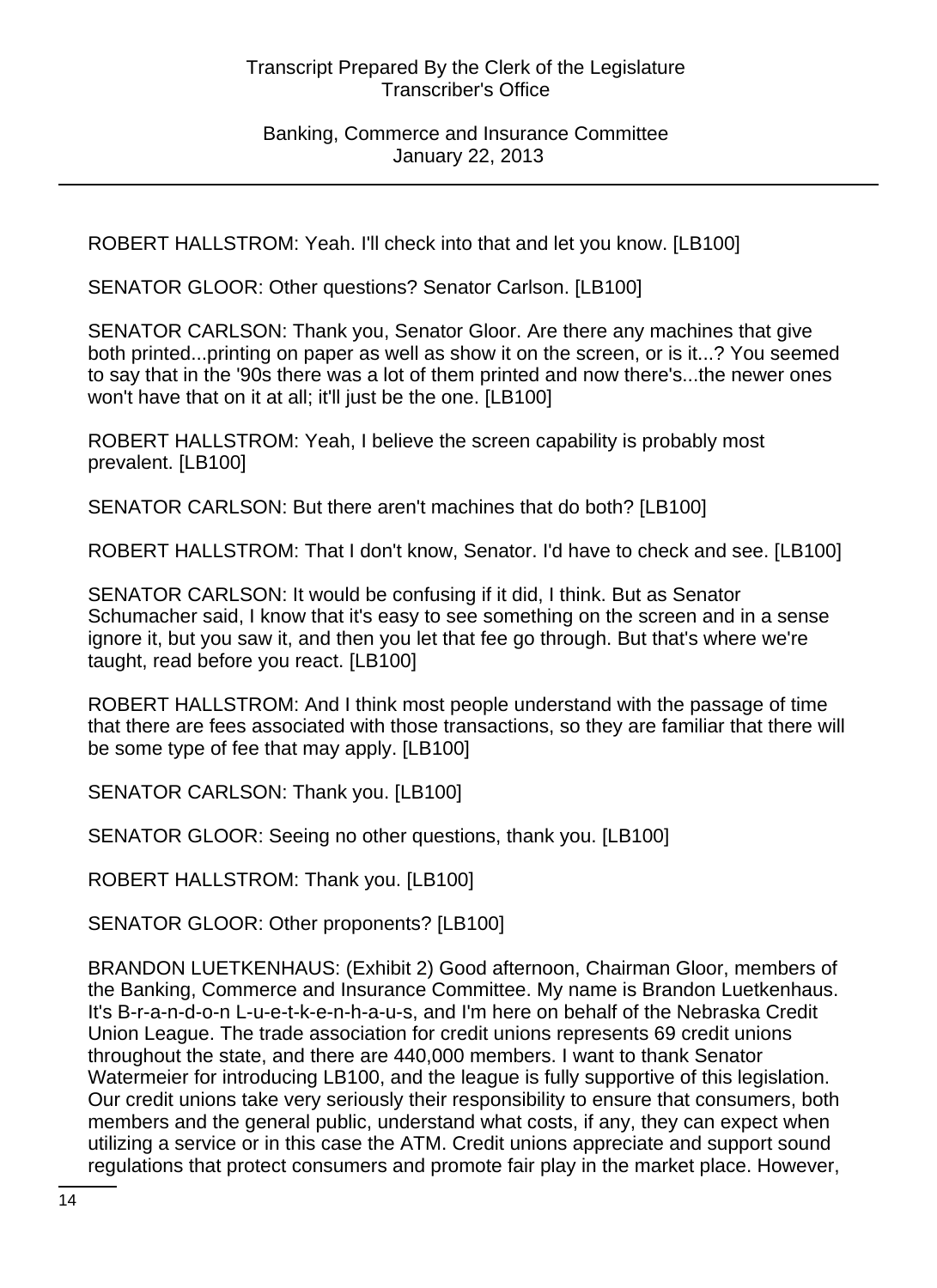ROBERT HALLSTROM: Yeah. I'll check into that and let you know. [LB100]

SENATOR GLOOR: Other questions? Senator Carlson. [LB100]

SENATOR CARLSON: Thank you, Senator Gloor. Are there any machines that give both printed...printing on paper as well as show it on the screen, or is it...? You seemed to say that in the '90s there was a lot of them printed and now there's...the newer ones won't have that on it at all; it'll just be the one. [LB100]

ROBERT HALLSTROM: Yeah, I believe the screen capability is probably most prevalent. [LB100]

SENATOR CARLSON: But there aren't machines that do both? [LB100]

ROBERT HALLSTROM: That I don't know, Senator. I'd have to check and see. [LB100]

SENATOR CARLSON: It would be confusing if it did, I think. But as Senator Schumacher said, I know that it's easy to see something on the screen and in a sense ignore it, but you saw it, and then you let that fee go through. But that's where we're taught, read before you react. [LB100]

ROBERT HALLSTROM: And I think most people understand with the passage of time that there are fees associated with those transactions, so they are familiar that there will be some type of fee that may apply. [LB100]

SENATOR CARLSON: Thank you. [LB100]

SENATOR GLOOR: Seeing no other questions, thank you. [LB100]

ROBERT HALLSTROM: Thank you. [LB100]

SENATOR GLOOR: Other proponents? [LB100]

BRANDON LUETKENHAUS: (Exhibit 2) Good afternoon, Chairman Gloor, members of the Banking, Commerce and Insurance Committee. My name is Brandon Luetkenhaus. It's B-r-a-n-d-o-n L-u-e-t-k-e-n-h-a-u-s, and I'm here on behalf of the Nebraska Credit Union League. The trade association for credit unions represents 69 credit unions throughout the state, and there are 440,000 members. I want to thank Senator Watermeier for introducing LB100, and the league is fully supportive of this legislation. Our credit unions take very seriously their responsibility to ensure that consumers, both members and the general public, understand what costs, if any, they can expect when utilizing a service or in this case the ATM. Credit unions appreciate and support sound regulations that protect consumers and promote fair play in the market place. However,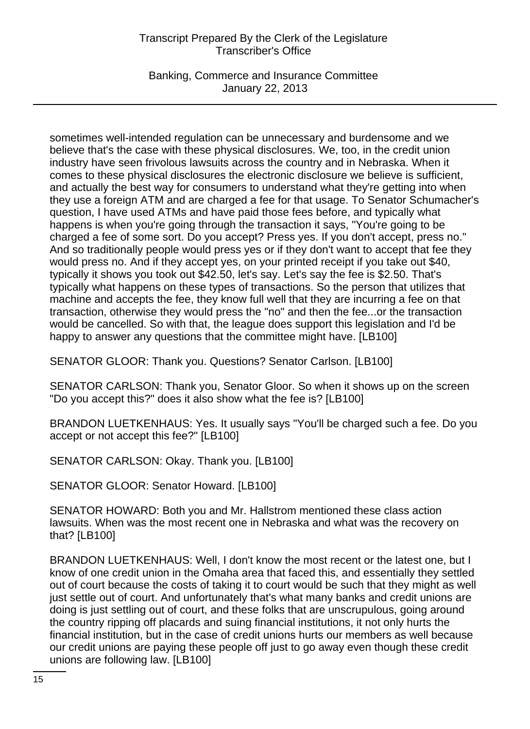sometimes well-intended regulation can be unnecessary and burdensome and we believe that's the case with these physical disclosures. We, too, in the credit union industry have seen frivolous lawsuits across the country and in Nebraska. When it comes to these physical disclosures the electronic disclosure we believe is sufficient, and actually the best way for consumers to understand what they're getting into when they use a foreign ATM and are charged a fee for that usage. To Senator Schumacher's question, I have used ATMs and have paid those fees before, and typically what happens is when you're going through the transaction it says, "You're going to be charged a fee of some sort. Do you accept? Press yes. If you don't accept, press no." And so traditionally people would press yes or if they don't want to accept that fee they would press no. And if they accept yes, on your printed receipt if you take out $40, typically it shows you took out $42.50, let's say. Let's say the fee is $2.50. That's typically what happens on these types of transactions. So the person that utilizes that machine and accepts the fee, they know full well that they are incurring a fee on that transaction, otherwise they would press the "no" and then the fee...or the transaction would be cancelled. So with that, the league does support this legislation and I'd be happy to answer any questions that the committee might have. [LB100]

SENATOR GLOOR: Thank you. Questions? Senator Carlson. [LB100]

SENATOR CARLSON: Thank you, Senator Gloor. So when it shows up on the screen "Do you accept this?" does it also show what the fee is? [LB100]

BRANDON LUETKENHAUS: Yes. It usually says "You'll be charged such a fee. Do you accept or not accept this fee?" [LB100]

SENATOR CARLSON: Okay. Thank you. [LB100]

SENATOR GLOOR: Senator Howard. [LB100]

SENATOR HOWARD: Both you and Mr. Hallstrom mentioned these class action lawsuits. When was the most recent one in Nebraska and what was the recovery on that? [LB100]

BRANDON LUETKENHAUS: Well, I don't know the most recent or the latest one, but I know of one credit union in the Omaha area that faced this, and essentially they settled out of court because the costs of taking it to court would be such that they might as well just settle out of court. And unfortunately that's what many banks and credit unions are doing is just settling out of court, and these folks that are unscrupulous, going around the country ripping off placards and suing financial institutions, it not only hurts the financial institution, but in the case of credit unions hurts our members as well because our credit unions are paying these people off just to go away even though these credit unions are following law. [LB100]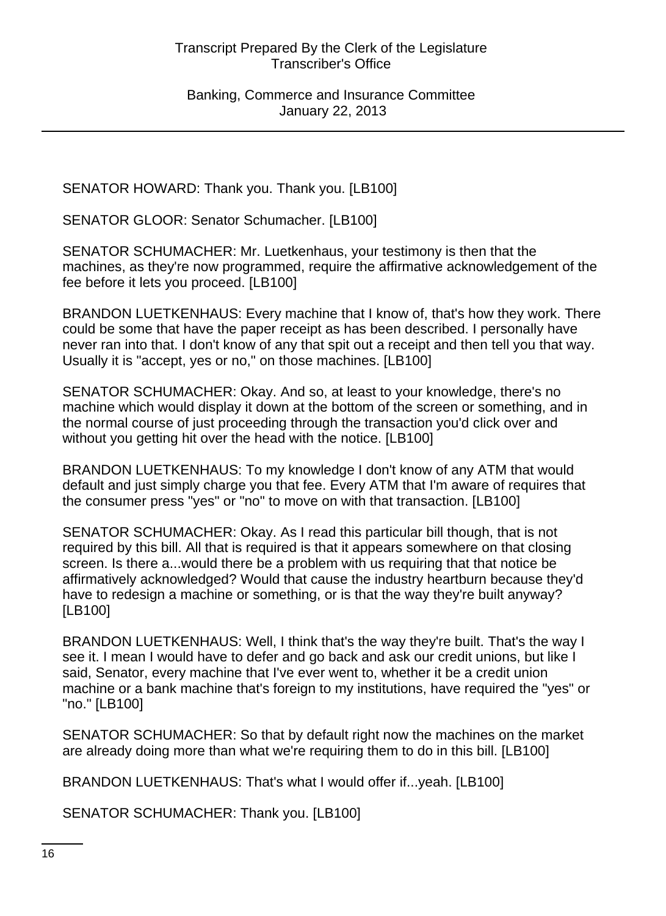SENATOR HOWARD: Thank you. Thank you. [LB100]

SENATOR GLOOR: Senator Schumacher. [LB100]

SENATOR SCHUMACHER: Mr. Luetkenhaus, your testimony is then that the machines, as they're now programmed, require the affirmative acknowledgement of the fee before it lets you proceed. [LB100]

BRANDON LUETKENHAUS: Every machine that I know of, that's how they work. There could be some that have the paper receipt as has been described. I personally have never ran into that. I don't know of any that spit out a receipt and then tell you that way. Usually it is "accept, yes or no," on those machines. [LB100]

SENATOR SCHUMACHER: Okay. And so, at least to your knowledge, there's no machine which would display it down at the bottom of the screen or something, and in the normal course of just proceeding through the transaction you'd click over and without you getting hit over the head with the notice. [LB100]

BRANDON LUETKENHAUS: To my knowledge I don't know of any ATM that would default and just simply charge you that fee. Every ATM that I'm aware of requires that the consumer press "yes" or "no" to move on with that transaction. [LB100]

SENATOR SCHUMACHER: Okay. As I read this particular bill though, that is not required by this bill. All that is required is that it appears somewhere on that closing screen. Is there a...would there be a problem with us requiring that that notice be affirmatively acknowledged? Would that cause the industry heartburn because they'd have to redesign a machine or something, or is that the way they're built anyway? [LB100]

BRANDON LUETKENHAUS: Well, I think that's the way they're built. That's the way I see it. I mean I would have to defer and go back and ask our credit unions, but like I said, Senator, every machine that I've ever went to, whether it be a credit union machine or a bank machine that's foreign to my institutions, have required the "yes" or "no." [LB100]

SENATOR SCHUMACHER: So that by default right now the machines on the market are already doing more than what we're requiring them to do in this bill. [LB100]

BRANDON LUETKENHAUS: That's what I would offer if...yeah. [LB100]

SENATOR SCHUMACHER: Thank you. [LB100]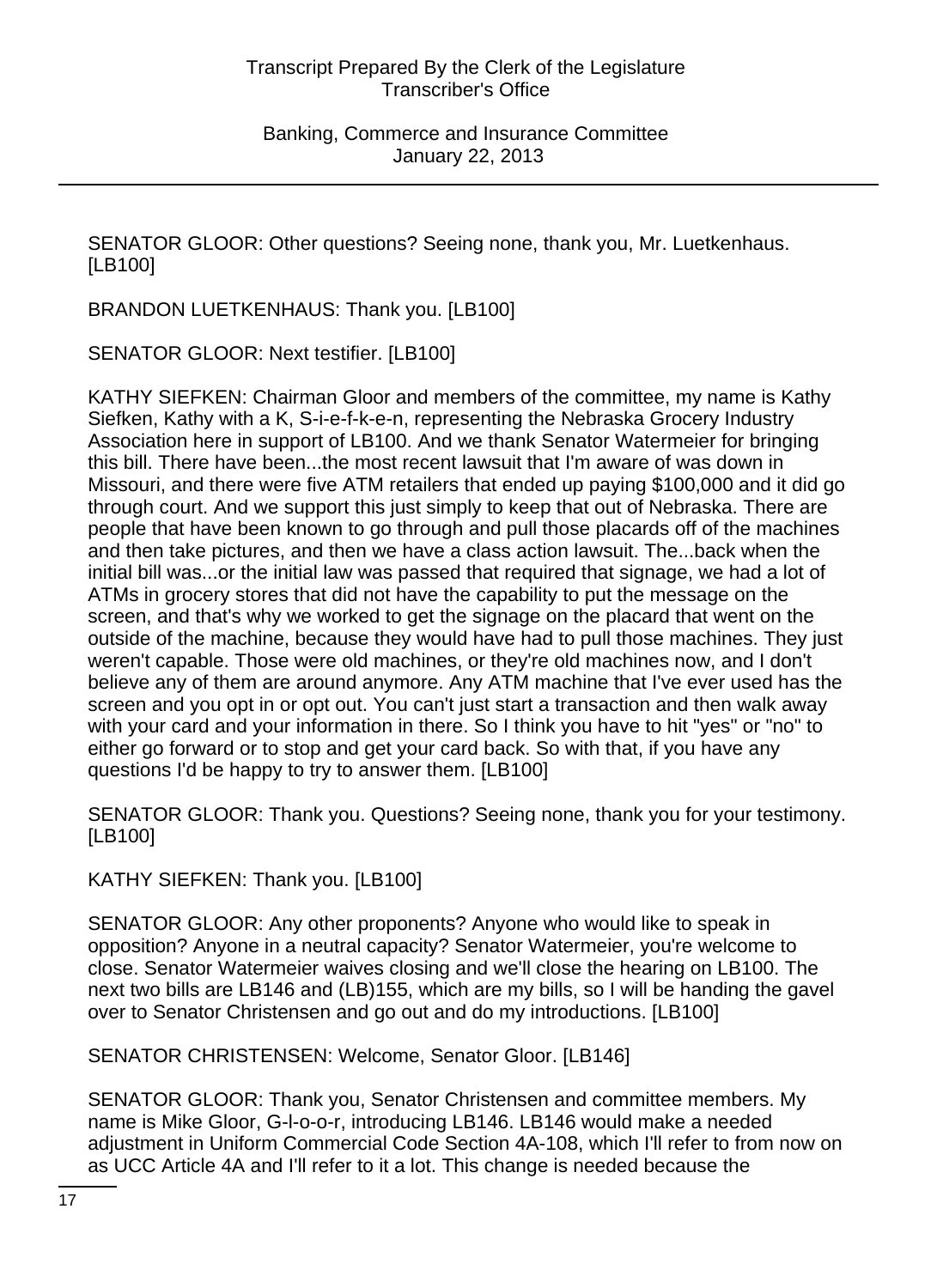SENATOR GLOOR: Other questions? Seeing none, thank you, Mr. Luetkenhaus. [LB100]

BRANDON LUETKENHAUS: Thank you. [LB100]

SENATOR GLOOR: Next testifier. [LB100]

KATHY SIEFKEN: Chairman Gloor and members of the committee, my name is Kathy Siefken, Kathy with a K, S-i-e-f-k-e-n, representing the Nebraska Grocery Industry Association here in support of LB100. And we thank Senator Watermeier for bringing this bill. There have been...the most recent lawsuit that I'm aware of was down in Missouri, and there were five ATM retailers that ended up paying $100,000 and it did go through court. And we support this just simply to keep that out of Nebraska. There are people that have been known to go through and pull those placards off of the machines and then take pictures, and then we have a class action lawsuit. The...back when the initial bill was...or the initial law was passed that required that signage, we had a lot of ATMs in grocery stores that did not have the capability to put the message on the screen, and that's why we worked to get the signage on the placard that went on the outside of the machine, because they would have had to pull those machines. They just weren't capable. Those were old machines, or they're old machines now, and I don't believe any of them are around anymore. Any ATM machine that I've ever used has the screen and you opt in or opt out. You can't just start a transaction and then walk away with your card and your information in there. So I think you have to hit "yes" or "no" to either go forward or to stop and get your card back. So with that, if you have any questions I'd be happy to try to answer them. [LB100]

SENATOR GLOOR: Thank you. Questions? Seeing none, thank you for your testimony. [LB100]

KATHY SIEFKEN: Thank you. [LB100]

SENATOR GLOOR: Any other proponents? Anyone who would like to speak in opposition? Anyone in a neutral capacity? Senator Watermeier, you're welcome to close. Senator Watermeier waives closing and we'll close the hearing on LB100. The next two bills are LB146 and (LB)155, which are my bills, so I will be handing the gavel over to Senator Christensen and go out and do my introductions. [LB100]

SENATOR CHRISTENSEN: Welcome, Senator Gloor. [LB146]

SENATOR GLOOR: Thank you, Senator Christensen and committee members. My name is Mike Gloor, G-l-o-o-r, introducing LB146. LB146 would make a needed adjustment in Uniform Commercial Code Section 4A-108, which I'll refer to from now on as UCC Article 4A and I'll refer to it a lot. This change is needed because the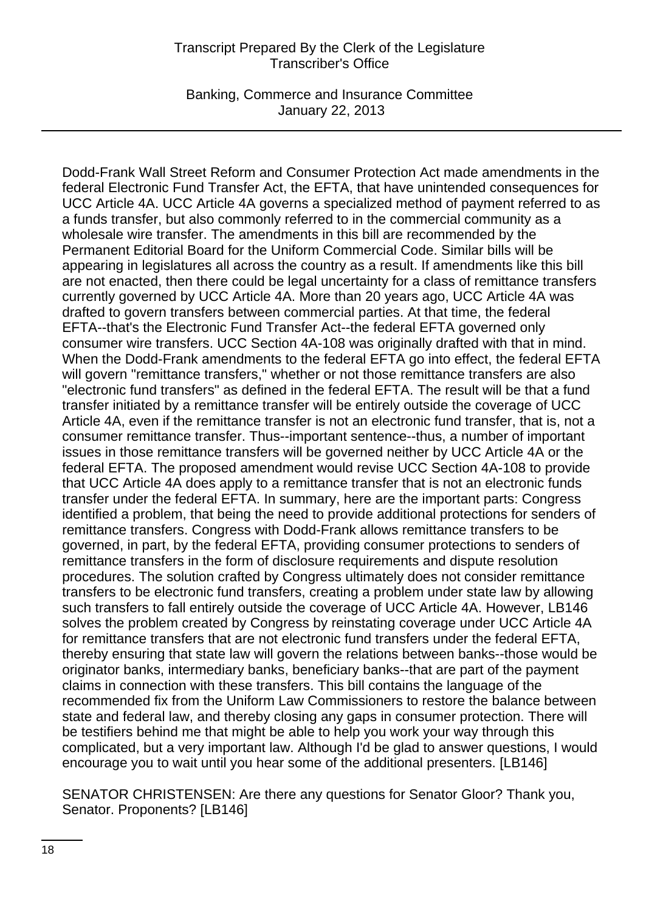Dodd-Frank Wall Street Reform and Consumer Protection Act made amendments in the federal Electronic Fund Transfer Act, the EFTA, that have unintended consequences for UCC Article 4A. UCC Article 4A governs a specialized method of payment referred to as a funds transfer, but also commonly referred to in the commercial community as a wholesale wire transfer. The amendments in this bill are recommended by the Permanent Editorial Board for the Uniform Commercial Code. Similar bills will be appearing in legislatures all across the country as a result. If amendments like this bill are not enacted, then there could be legal uncertainty for a class of remittance transfers currently governed by UCC Article 4A. More than 20 years ago, UCC Article 4A was drafted to govern transfers between commercial parties. At that time, the federal EFTA--that's the Electronic Fund Transfer Act--the federal EFTA governed only consumer wire transfers. UCC Section 4A-108 was originally drafted with that in mind. When the Dodd-Frank amendments to the federal EFTA go into effect, the federal EFTA will govern "remittance transfers," whether or not those remittance transfers are also "electronic fund transfers" as defined in the federal EFTA. The result will be that a fund transfer initiated by a remittance transfer will be entirely outside the coverage of UCC Article 4A, even if the remittance transfer is not an electronic fund transfer, that is, not a consumer remittance transfer. Thus--important sentence--thus, a number of important issues in those remittance transfers will be governed neither by UCC Article 4A or the federal EFTA. The proposed amendment would revise UCC Section 4A-108 to provide that UCC Article 4A does apply to a remittance transfer that is not an electronic funds transfer under the federal EFTA. In summary, here are the important parts: Congress identified a problem, that being the need to provide additional protections for senders of remittance transfers. Congress with Dodd-Frank allows remittance transfers to be governed, in part, by the federal EFTA, providing consumer protections to senders of remittance transfers in the form of disclosure requirements and dispute resolution procedures. The solution crafted by Congress ultimately does not consider remittance transfers to be electronic fund transfers, creating a problem under state law by allowing such transfers to fall entirely outside the coverage of UCC Article 4A. However, LB146 solves the problem created by Congress by reinstating coverage under UCC Article 4A for remittance transfers that are not electronic fund transfers under the federal EFTA, thereby ensuring that state law will govern the relations between banks--those would be originator banks, intermediary banks, beneficiary banks--that are part of the payment claims in connection with these transfers. This bill contains the language of the recommended fix from the Uniform Law Commissioners to restore the balance between state and federal law, and thereby closing any gaps in consumer protection. There will be testifiers behind me that might be able to help you work your way through this complicated, but a very important law. Although I'd be glad to answer questions, I would encourage you to wait until you hear some of the additional presenters. [LB146]

SENATOR CHRISTENSEN: Are there any questions for Senator Gloor? Thank you, Senator. Proponents? [LB146]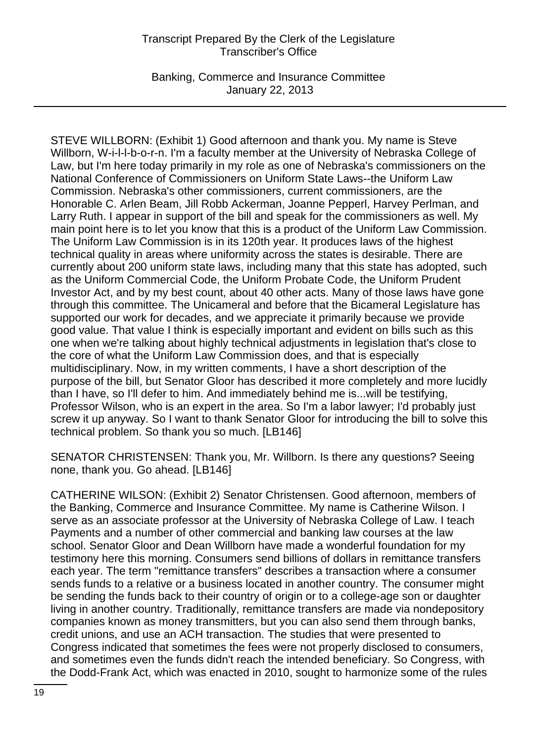STEVE WILLBORN: (Exhibit 1) Good afternoon and thank you. My name is Steve Willborn, W-i-l-l-b-o-r-n. I'm a faculty member at the University of Nebraska College of Law, but I'm here today primarily in my role as one of Nebraska's commissioners on the National Conference of Commissioners on Uniform State Laws--the Uniform Law Commission. Nebraska's other commissioners, current commissioners, are the Honorable C. Arlen Beam, Jill Robb Ackerman, Joanne Pepperl, Harvey Perlman, and Larry Ruth. I appear in support of the bill and speak for the commissioners as well. My main point here is to let you know that this is a product of the Uniform Law Commission. The Uniform Law Commission is in its 120th year. It produces laws of the highest technical quality in areas where uniformity across the states is desirable. There are currently about 200 uniform state laws, including many that this state has adopted, such as the Uniform Commercial Code, the Uniform Probate Code, the Uniform Prudent Investor Act, and by my best count, about 40 other acts. Many of those laws have gone through this committee. The Unicameral and before that the Bicameral Legislature has supported our work for decades, and we appreciate it primarily because we provide good value. That value I think is especially important and evident on bills such as this one when we're talking about highly technical adjustments in legislation that's close to the core of what the Uniform Law Commission does, and that is especially multidisciplinary. Now, in my written comments, I have a short description of the purpose of the bill, but Senator Gloor has described it more completely and more lucidly than I have, so I'll defer to him. And immediately behind me is...will be testifying, Professor Wilson, who is an expert in the area. So I'm a labor lawyer; I'd probably just screw it up anyway. So I want to thank Senator Gloor for introducing the bill to solve this technical problem. So thank you so much. [LB146]

SENATOR CHRISTENSEN: Thank you, Mr. Willborn. Is there any questions? Seeing none, thank you. Go ahead. [LB146]

CATHERINE WILSON: (Exhibit 2) Senator Christensen. Good afternoon, members of the Banking, Commerce and Insurance Committee. My name is Catherine Wilson. I serve as an associate professor at the University of Nebraska College of Law. I teach Payments and a number of other commercial and banking law courses at the law school. Senator Gloor and Dean Willborn have made a wonderful foundation for my testimony here this morning. Consumers send billions of dollars in remittance transfers each year. The term "remittance transfers" describes a transaction where a consumer sends funds to a relative or a business located in another country. The consumer might be sending the funds back to their country of origin or to a college-age son or daughter living in another country. Traditionally, remittance transfers are made via nondepository companies known as money transmitters, but you can also send them through banks, credit unions, and use an ACH transaction. The studies that were presented to Congress indicated that sometimes the fees were not properly disclosed to consumers, and sometimes even the funds didn't reach the intended beneficiary. So Congress, with the Dodd-Frank Act, which was enacted in 2010, sought to harmonize some of the rules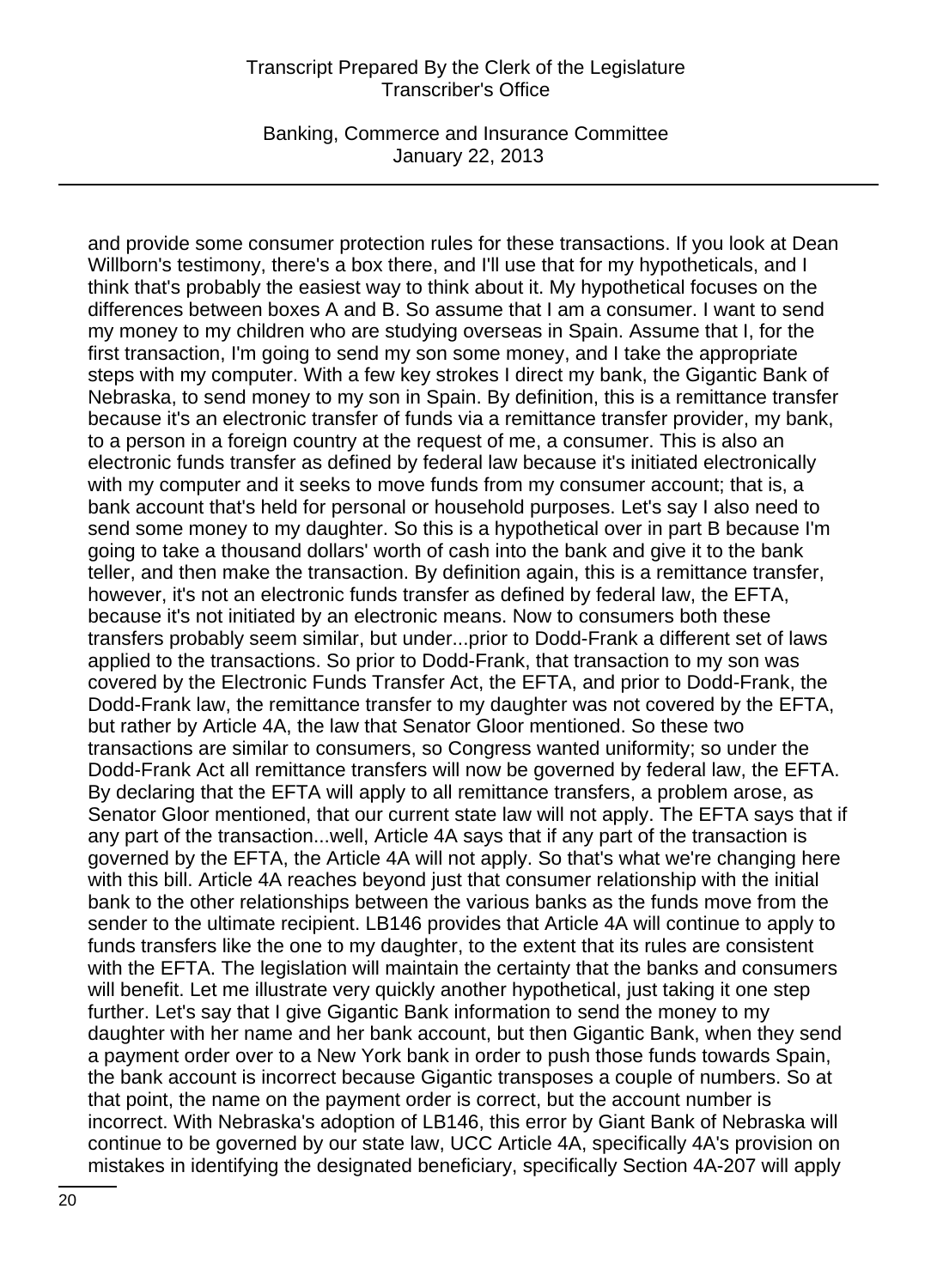and provide some consumer protection rules for these transactions. If you look at Dean Willborn's testimony, there's a box there, and I'll use that for my hypotheticals, and I think that's probably the easiest way to think about it. My hypothetical focuses on the differences between boxes A and B. So assume that I am a consumer. I want to send my money to my children who are studying overseas in Spain. Assume that I, for the first transaction, I'm going to send my son some money, and I take the appropriate steps with my computer. With a few key strokes I direct my bank, the Gigantic Bank of Nebraska, to send money to my son in Spain. By definition, this is a remittance transfer because it's an electronic transfer of funds via a remittance transfer provider, my bank, to a person in a foreign country at the request of me, a consumer. This is also an electronic funds transfer as defined by federal law because it's initiated electronically with my computer and it seeks to move funds from my consumer account; that is, a bank account that's held for personal or household purposes. Let's say I also need to send some money to my daughter. So this is a hypothetical over in part B because I'm going to take a thousand dollars' worth of cash into the bank and give it to the bank teller, and then make the transaction. By definition again, this is a remittance transfer, however, it's not an electronic funds transfer as defined by federal law, the EFTA, because it's not initiated by an electronic means. Now to consumers both these transfers probably seem similar, but under...prior to Dodd-Frank a different set of laws applied to the transactions. So prior to Dodd-Frank, that transaction to my son was covered by the Electronic Funds Transfer Act, the EFTA, and prior to Dodd-Frank, the Dodd-Frank law, the remittance transfer to my daughter was not covered by the EFTA, but rather by Article 4A, the law that Senator Gloor mentioned. So these two transactions are similar to consumers, so Congress wanted uniformity; so under the Dodd-Frank Act all remittance transfers will now be governed by federal law, the EFTA. By declaring that the EFTA will apply to all remittance transfers, a problem arose, as Senator Gloor mentioned, that our current state law will not apply. The EFTA says that if any part of the transaction...well, Article 4A says that if any part of the transaction is governed by the EFTA, the Article 4A will not apply. So that's what we're changing here with this bill. Article 4A reaches beyond just that consumer relationship with the initial bank to the other relationships between the various banks as the funds move from the sender to the ultimate recipient. LB146 provides that Article 4A will continue to apply to funds transfers like the one to my daughter, to the extent that its rules are consistent with the EFTA. The legislation will maintain the certainty that the banks and consumers will benefit. Let me illustrate very quickly another hypothetical, just taking it one step further. Let's say that I give Gigantic Bank information to send the money to my daughter with her name and her bank account, but then Gigantic Bank, when they send a payment order over to a New York bank in order to push those funds towards Spain, the bank account is incorrect because Gigantic transposes a couple of numbers. So at that point, the name on the payment order is correct, but the account number is incorrect. With Nebraska's adoption of LB146, this error by Giant Bank of Nebraska will continue to be governed by our state law, UCC Article 4A, specifically 4A's provision on mistakes in identifying the designated beneficiary, specifically Section 4A-207 will apply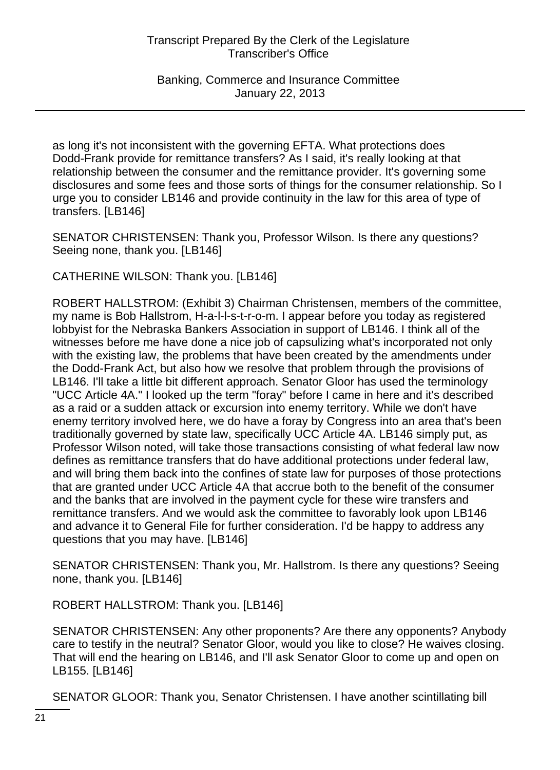as long it's not inconsistent with the governing EFTA. What protections does Dodd-Frank provide for remittance transfers? As I said, it's really looking at that relationship between the consumer and the remittance provider. It's governing some disclosures and some fees and those sorts of things for the consumer relationship. So I urge you to consider LB146 and provide continuity in the law for this area of type of transfers. [LB146]

SENATOR CHRISTENSEN: Thank you, Professor Wilson. Is there any questions? Seeing none, thank you. [LB146]

CATHERINE WILSON: Thank you. [LB146]

ROBERT HALLSTROM: (Exhibit 3) Chairman Christensen, members of the committee, my name is Bob Hallstrom, H-a-l-l-s-t-r-o-m. I appear before you today as registered lobbyist for the Nebraska Bankers Association in support of LB146. I think all of the witnesses before me have done a nice job of capsulizing what's incorporated not only with the existing law, the problems that have been created by the amendments under the Dodd-Frank Act, but also how we resolve that problem through the provisions of LB146. I'll take a little bit different approach. Senator Gloor has used the terminology "UCC Article 4A." I looked up the term "foray" before I came in here and it's described as a raid or a sudden attack or excursion into enemy territory. While we don't have enemy territory involved here, we do have a foray by Congress into an area that's been traditionally governed by state law, specifically UCC Article 4A. LB146 simply put, as Professor Wilson noted, will take those transactions consisting of what federal law now defines as remittance transfers that do have additional protections under federal law, and will bring them back into the confines of state law for purposes of those protections that are granted under UCC Article 4A that accrue both to the benefit of the consumer and the banks that are involved in the payment cycle for these wire transfers and remittance transfers. And we would ask the committee to favorably look upon LB146 and advance it to General File for further consideration. I'd be happy to address any questions that you may have. [LB146]

SENATOR CHRISTENSEN: Thank you, Mr. Hallstrom. Is there any questions? Seeing none, thank you. [LB146]

ROBERT HALLSTROM: Thank you. [LB146]

SENATOR CHRISTENSEN: Any other proponents? Are there any opponents? Anybody care to testify in the neutral? Senator Gloor, would you like to close? He waives closing. That will end the hearing on LB146, and I'll ask Senator Gloor to come up and open on LB155. [LB146]

SENATOR GLOOR: Thank you, Senator Christensen. I have another scintillating bill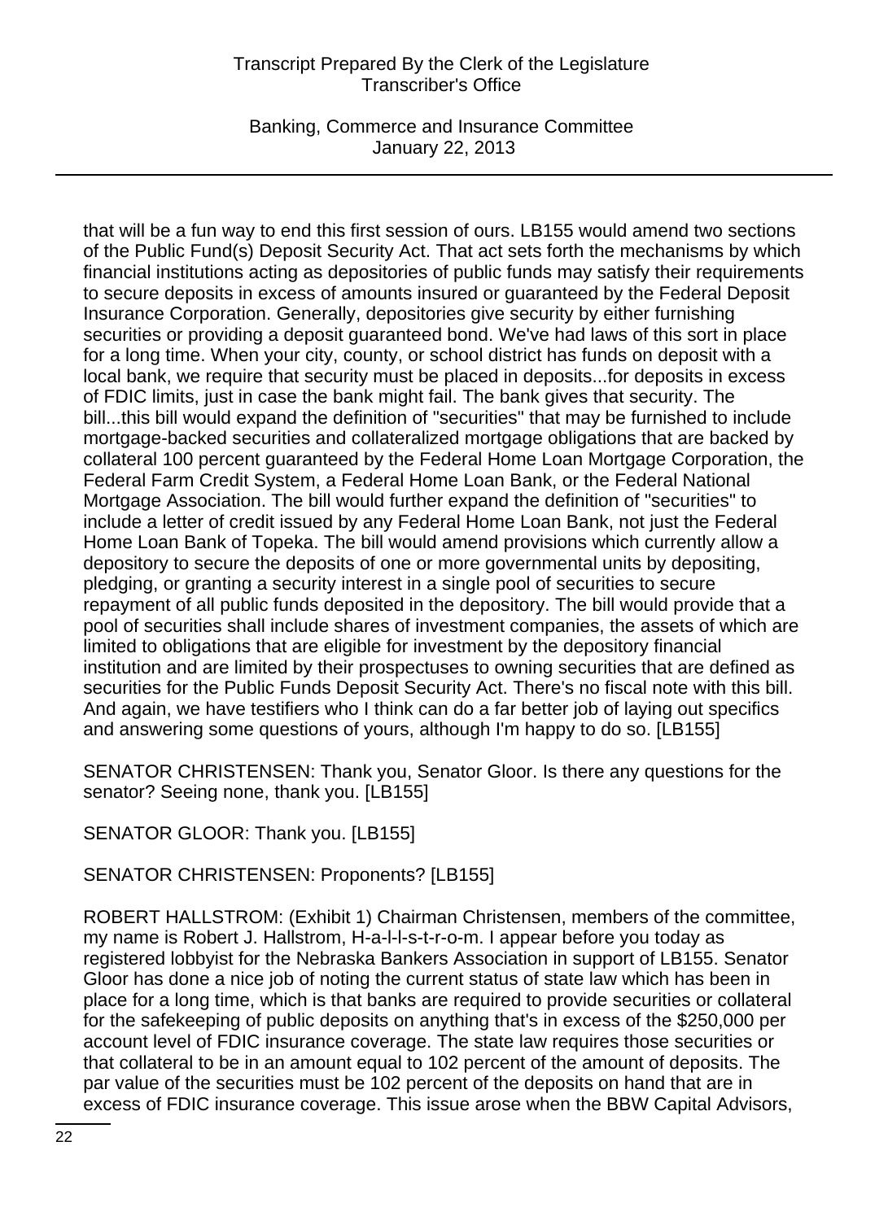that will be a fun way to end this first session of ours. LB155 would amend two sections of the Public Fund(s) Deposit Security Act. That act sets forth the mechanisms by which financial institutions acting as depositories of public funds may satisfy their requirements to secure deposits in excess of amounts insured or guaranteed by the Federal Deposit Insurance Corporation. Generally, depositories give security by either furnishing securities or providing a deposit guaranteed bond. We've had laws of this sort in place for a long time. When your city, county, or school district has funds on deposit with a local bank, we require that security must be placed in deposits...for deposits in excess of FDIC limits, just in case the bank might fail. The bank gives that security. The bill...this bill would expand the definition of "securities" that may be furnished to include mortgage-backed securities and collateralized mortgage obligations that are backed by collateral 100 percent guaranteed by the Federal Home Loan Mortgage Corporation, the Federal Farm Credit System, a Federal Home Loan Bank, or the Federal National Mortgage Association. The bill would further expand the definition of "securities" to include a letter of credit issued by any Federal Home Loan Bank, not just the Federal Home Loan Bank of Topeka. The bill would amend provisions which currently allow a depository to secure the deposits of one or more governmental units by depositing, pledging, or granting a security interest in a single pool of securities to secure repayment of all public funds deposited in the depository. The bill would provide that a pool of securities shall include shares of investment companies, the assets of which are limited to obligations that are eligible for investment by the depository financial institution and are limited by their prospectuses to owning securities that are defined as securities for the Public Funds Deposit Security Act. There's no fiscal note with this bill. And again, we have testifiers who I think can do a far better job of laying out specifics and answering some questions of yours, although I'm happy to do so. [LB155]

SENATOR CHRISTENSEN: Thank you, Senator Gloor. Is there any questions for the senator? Seeing none, thank you. [LB155]

SENATOR GLOOR: Thank you. [LB155]

SENATOR CHRISTENSEN: Proponents? [LB155]

ROBERT HALLSTROM: (Exhibit 1) Chairman Christensen, members of the committee, my name is Robert J. Hallstrom, H-a-l-l-s-t-r-o-m. I appear before you today as registered lobbyist for the Nebraska Bankers Association in support of LB155. Senator Gloor has done a nice job of noting the current status of state law which has been in place for a long time, which is that banks are required to provide securities or collateral for the safekeeping of public deposits on anything that's in excess of the $250,000 per account level of FDIC insurance coverage. The state law requires those securities or that collateral to be in an amount equal to 102 percent of the amount of deposits. The par value of the securities must be 102 percent of the deposits on hand that are in excess of FDIC insurance coverage. This issue arose when the BBW Capital Advisors,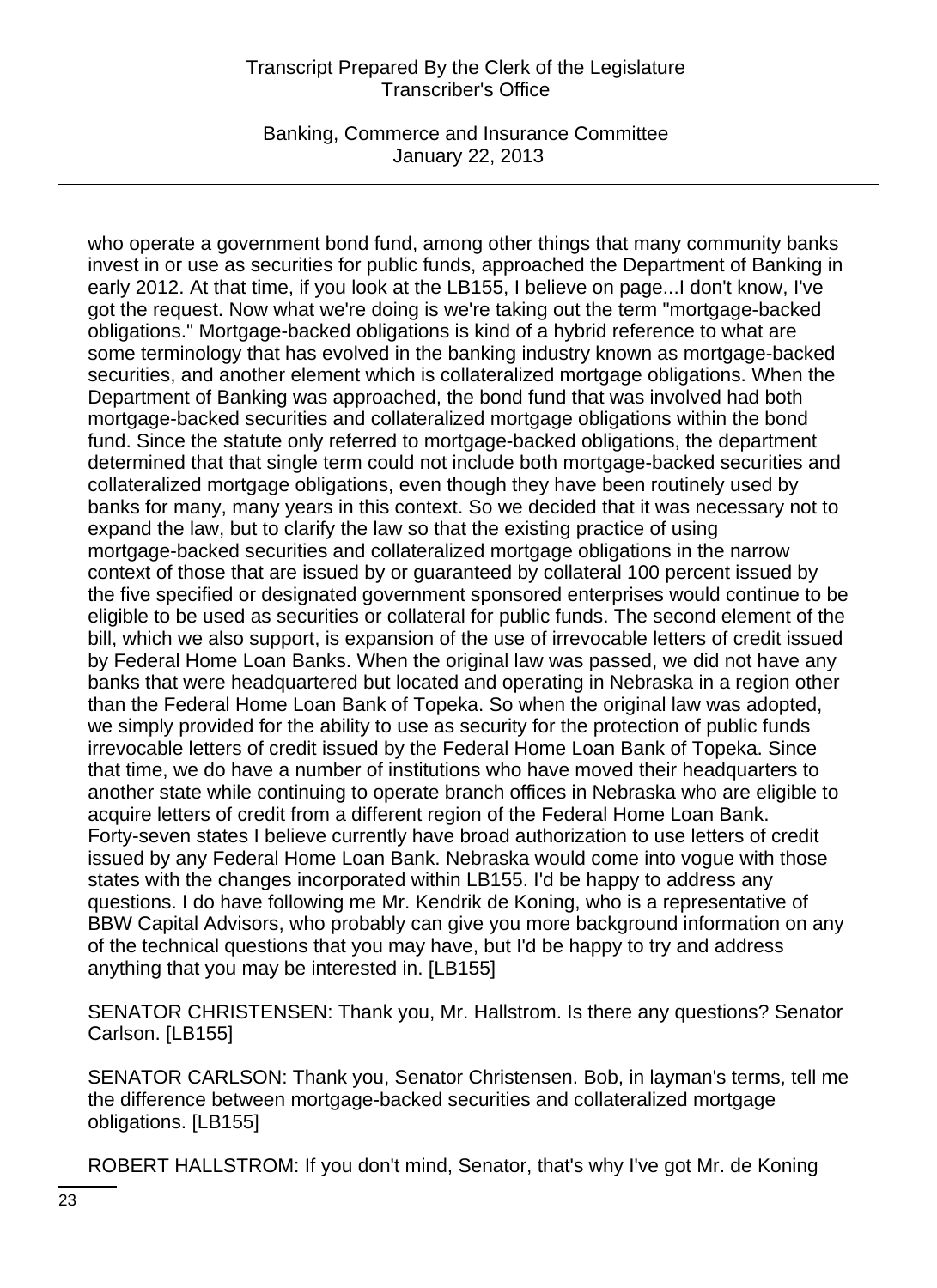who operate a government bond fund, among other things that many community banks invest in or use as securities for public funds, approached the Department of Banking in early 2012. At that time, if you look at the LB155, I believe on page...I don't know, I've got the request. Now what we're doing is we're taking out the term "mortgage-backed obligations." Mortgage-backed obligations is kind of a hybrid reference to what are some terminology that has evolved in the banking industry known as mortgage-backed securities, and another element which is collateralized mortgage obligations. When the Department of Banking was approached, the bond fund that was involved had both mortgage-backed securities and collateralized mortgage obligations within the bond fund. Since the statute only referred to mortgage-backed obligations, the department determined that that single term could not include both mortgage-backed securities and collateralized mortgage obligations, even though they have been routinely used by banks for many, many years in this context. So we decided that it was necessary not to expand the law, but to clarify the law so that the existing practice of using mortgage-backed securities and collateralized mortgage obligations in the narrow context of those that are issued by or guaranteed by collateral 100 percent issued by the five specified or designated government sponsored enterprises would continue to be eligible to be used as securities or collateral for public funds. The second element of the bill, which we also support, is expansion of the use of irrevocable letters of credit issued by Federal Home Loan Banks. When the original law was passed, we did not have any banks that were headquartered but located and operating in Nebraska in a region other than the Federal Home Loan Bank of Topeka. So when the original law was adopted, we simply provided for the ability to use as security for the protection of public funds irrevocable letters of credit issued by the Federal Home Loan Bank of Topeka. Since that time, we do have a number of institutions who have moved their headquarters to another state while continuing to operate branch offices in Nebraska who are eligible to acquire letters of credit from a different region of the Federal Home Loan Bank. Forty-seven states I believe currently have broad authorization to use letters of credit issued by any Federal Home Loan Bank. Nebraska would come into vogue with those states with the changes incorporated within LB155. I'd be happy to address any questions. I do have following me Mr. Kendrik de Koning, who is a representative of BBW Capital Advisors, who probably can give you more background information on any of the technical questions that you may have, but I'd be happy to try and address anything that you may be interested in. [LB155]

SENATOR CHRISTENSEN: Thank you, Mr. Hallstrom. Is there any questions? Senator Carlson. [LB155]

SENATOR CARLSON: Thank you, Senator Christensen. Bob, in layman's terms, tell me the difference between mortgage-backed securities and collateralized mortgage obligations. [LB155]

ROBERT HALLSTROM: If you don't mind, Senator, that's why I've got Mr. de Koning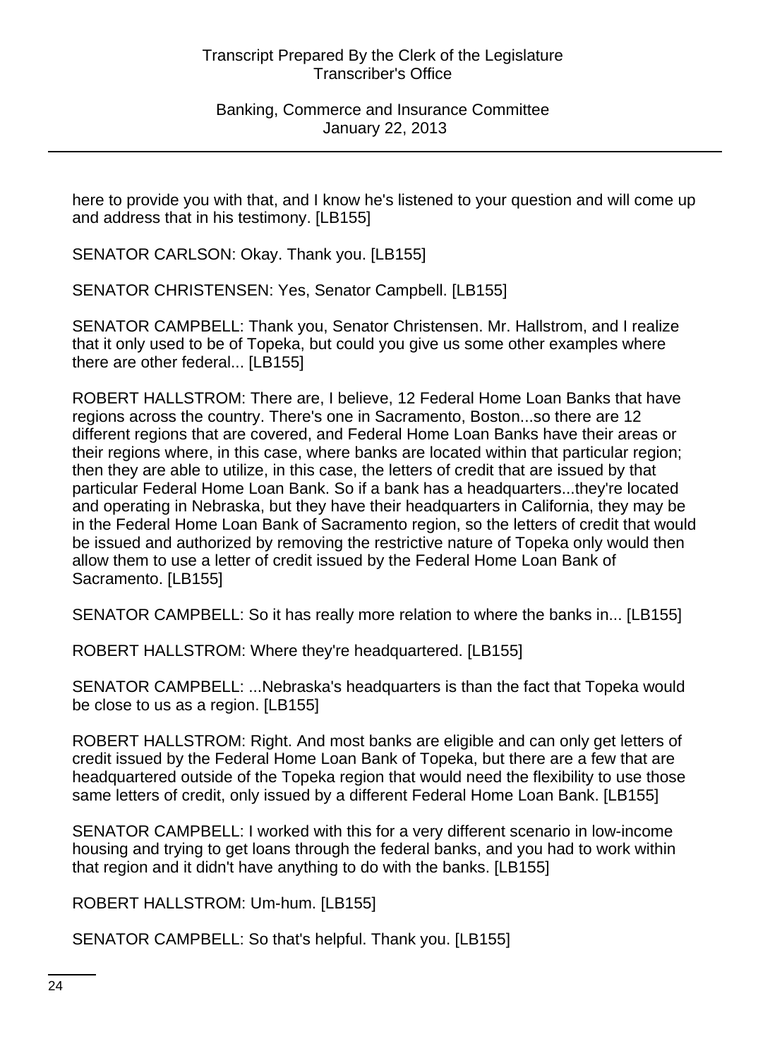here to provide you with that, and I know he's listened to your question and will come up and address that in his testimony. [LB155]

SENATOR CARLSON: Okay. Thank you. [LB155]

SENATOR CHRISTENSEN: Yes, Senator Campbell. [LB155]

SENATOR CAMPBELL: Thank you, Senator Christensen. Mr. Hallstrom, and I realize that it only used to be of Topeka, but could you give us some other examples where there are other federal... [LB155]

ROBERT HALLSTROM: There are, I believe, 12 Federal Home Loan Banks that have regions across the country. There's one in Sacramento, Boston...so there are 12 different regions that are covered, and Federal Home Loan Banks have their areas or their regions where, in this case, where banks are located within that particular region; then they are able to utilize, in this case, the letters of credit that are issued by that particular Federal Home Loan Bank. So if a bank has a headquarters...they're located and operating in Nebraska, but they have their headquarters in California, they may be in the Federal Home Loan Bank of Sacramento region, so the letters of credit that would be issued and authorized by removing the restrictive nature of Topeka only would then allow them to use a letter of credit issued by the Federal Home Loan Bank of Sacramento. [LB155]

SENATOR CAMPBELL: So it has really more relation to where the banks in... [LB155]

ROBERT HALLSTROM: Where they're headquartered. [LB155]

SENATOR CAMPBELL: ...Nebraska's headquarters is than the fact that Topeka would be close to us as a region. [LB155]

ROBERT HALLSTROM: Right. And most banks are eligible and can only get letters of credit issued by the Federal Home Loan Bank of Topeka, but there are a few that are headquartered outside of the Topeka region that would need the flexibility to use those same letters of credit, only issued by a different Federal Home Loan Bank. [LB155]

SENATOR CAMPBELL: I worked with this for a very different scenario in low-income housing and trying to get loans through the federal banks, and you had to work within that region and it didn't have anything to do with the banks. [LB155]

ROBERT HALLSTROM: Um-hum. [LB155]

SENATOR CAMPBELL: So that's helpful. Thank you. [LB155]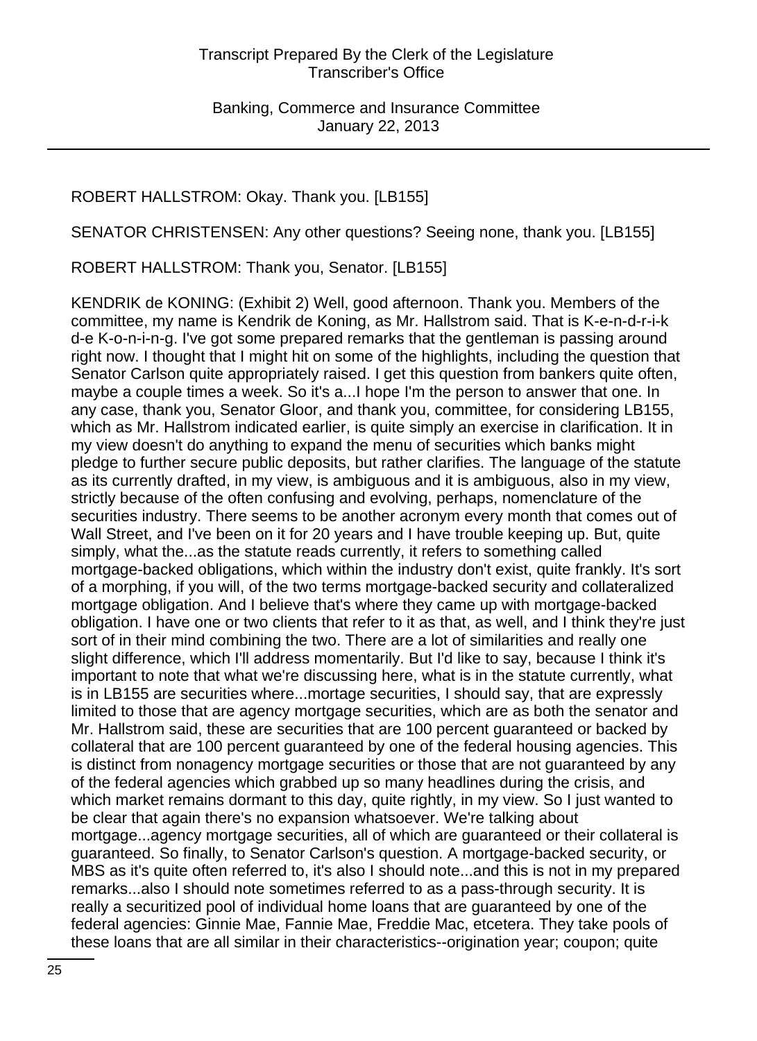ROBERT HALLSTROM: Okay. Thank you. [LB155]

SENATOR CHRISTENSEN: Any other questions? Seeing none, thank you. [LB155]

ROBERT HALLSTROM: Thank you, Senator. [LB155]

KENDRIK de KONING: (Exhibit 2) Well, good afternoon. Thank you. Members of the committee, my name is Kendrik de Koning, as Mr. Hallstrom said. That is K-e-n-d-r-i-k d-e K-o-n-i-n-g. I've got some prepared remarks that the gentleman is passing around right now. I thought that I might hit on some of the highlights, including the question that Senator Carlson quite appropriately raised. I get this question from bankers quite often, maybe a couple times a week. So it's a...I hope I'm the person to answer that one. In any case, thank you, Senator Gloor, and thank you, committee, for considering LB155, which as Mr. Hallstrom indicated earlier, is quite simply an exercise in clarification. It in my view doesn't do anything to expand the menu of securities which banks might pledge to further secure public deposits, but rather clarifies. The language of the statute as its currently drafted, in my view, is ambiguous and it is ambiguous, also in my view, strictly because of the often confusing and evolving, perhaps, nomenclature of the securities industry. There seems to be another acronym every month that comes out of Wall Street, and I've been on it for 20 years and I have trouble keeping up. But, quite simply, what the...as the statute reads currently, it refers to something called mortgage-backed obligations, which within the industry don't exist, quite frankly. It's sort of a morphing, if you will, of the two terms mortgage-backed security and collateralized mortgage obligation. And I believe that's where they came up with mortgage-backed obligation. I have one or two clients that refer to it as that, as well, and I think they're just sort of in their mind combining the two. There are a lot of similarities and really one slight difference, which I'll address momentarily. But I'd like to say, because I think it's important to note that what we're discussing here, what is in the statute currently, what is in LB155 are securities where...mortage securities, I should say, that are expressly limited to those that are agency mortgage securities, which are as both the senator and Mr. Hallstrom said, these are securities that are 100 percent guaranteed or backed by collateral that are 100 percent guaranteed by one of the federal housing agencies. This is distinct from nonagency mortgage securities or those that are not guaranteed by any of the federal agencies which grabbed up so many headlines during the crisis, and which market remains dormant to this day, quite rightly, in my view. So I just wanted to be clear that again there's no expansion whatsoever. We're talking about mortgage...agency mortgage securities, all of which are guaranteed or their collateral is guaranteed. So finally, to Senator Carlson's question. A mortgage-backed security, or MBS as it's quite often referred to, it's also I should note...and this is not in my prepared remarks...also I should note sometimes referred to as a pass-through security. It is really a securitized pool of individual home loans that are guaranteed by one of the federal agencies: Ginnie Mae, Fannie Mae, Freddie Mac, etcetera. They take pools of these loans that are all similar in their characteristics--origination year; coupon; quite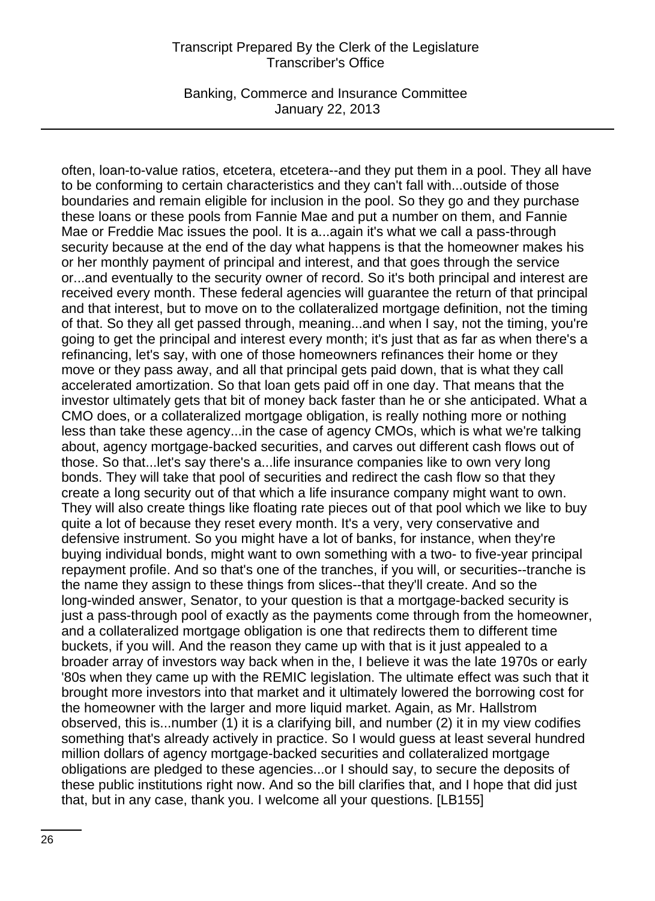often, loan-to-value ratios, etcetera, etcetera--and they put them in a pool. They all have to be conforming to certain characteristics and they can't fall with...outside of those boundaries and remain eligible for inclusion in the pool. So they go and they purchase these loans or these pools from Fannie Mae and put a number on them, and Fannie Mae or Freddie Mac issues the pool. It is a...again it's what we call a pass-through security because at the end of the day what happens is that the homeowner makes his or her monthly payment of principal and interest, and that goes through the service or...and eventually to the security owner of record. So it's both principal and interest are received every month. These federal agencies will guarantee the return of that principal and that interest, but to move on to the collateralized mortgage definition, not the timing of that. So they all get passed through, meaning...and when I say, not the timing, you're going to get the principal and interest every month; it's just that as far as when there's a refinancing, let's say, with one of those homeowners refinances their home or they move or they pass away, and all that principal gets paid down, that is what they call accelerated amortization. So that loan gets paid off in one day. That means that the investor ultimately gets that bit of money back faster than he or she anticipated. What a CMO does, or a collateralized mortgage obligation, is really nothing more or nothing less than take these agency...in the case of agency CMOs, which is what we're talking about, agency mortgage-backed securities, and carves out different cash flows out of those. So that...let's say there's a...life insurance companies like to own very long bonds. They will take that pool of securities and redirect the cash flow so that they create a long security out of that which a life insurance company might want to own. They will also create things like floating rate pieces out of that pool which we like to buy quite a lot of because they reset every month. It's a very, very conservative and defensive instrument. So you might have a lot of banks, for instance, when they're buying individual bonds, might want to own something with a two- to five-year principal repayment profile. And so that's one of the tranches, if you will, or securities--tranche is the name they assign to these things from slices--that they'll create. And so the long-winded answer, Senator, to your question is that a mortgage-backed security is just a pass-through pool of exactly as the payments come through from the homeowner, and a collateralized mortgage obligation is one that redirects them to different time buckets, if you will. And the reason they came up with that is it just appealed to a broader array of investors way back when in the, I believe it was the late 1970s or early '80s when they came up with the REMIC legislation. The ultimate effect was such that it brought more investors into that market and it ultimately lowered the borrowing cost for the homeowner with the larger and more liquid market. Again, as Mr. Hallstrom observed, this is...number (1) it is a clarifying bill, and number (2) it in my view codifies something that's already actively in practice. So I would guess at least several hundred million dollars of agency mortgage-backed securities and collateralized mortgage obligations are pledged to these agencies...or I should say, to secure the deposits of these public institutions right now. And so the bill clarifies that, and I hope that did just that, but in any case, thank you. I welcome all your questions. [LB155]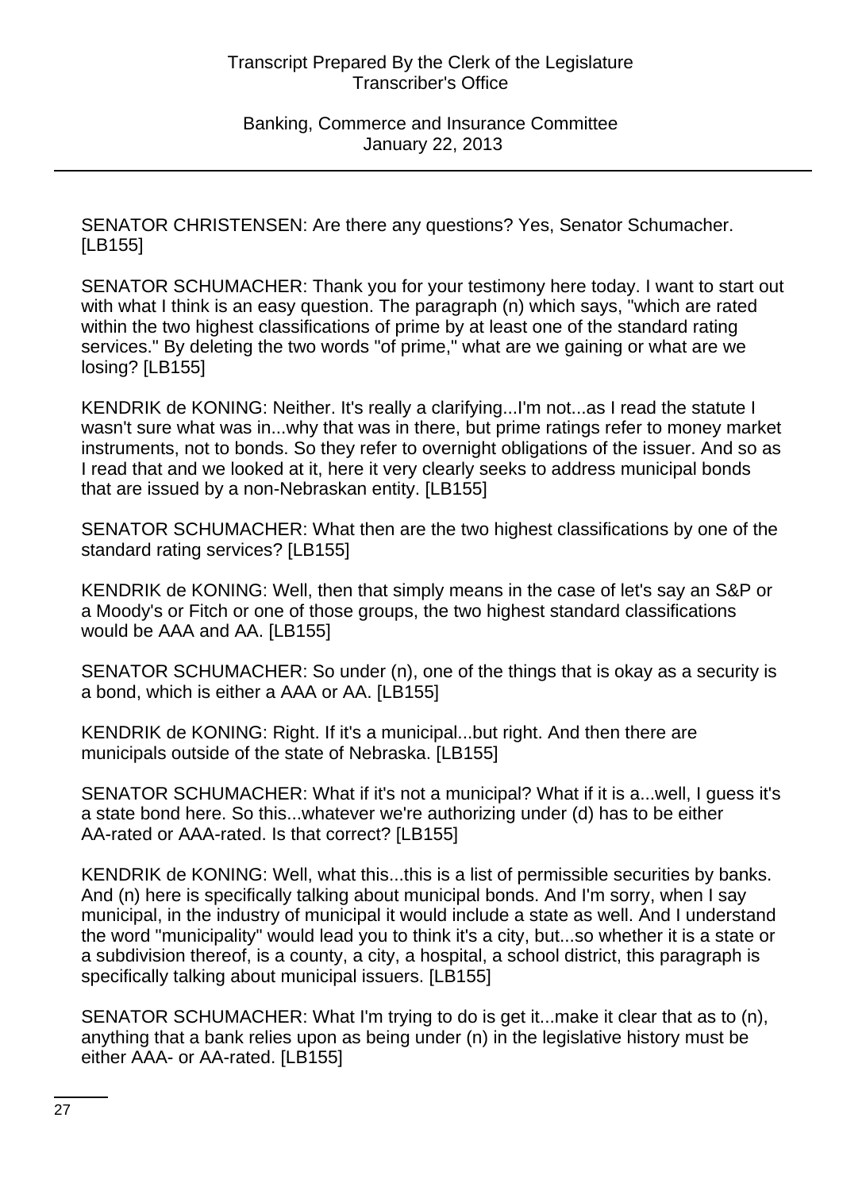SENATOR CHRISTENSEN: Are there any questions? Yes, Senator Schumacher. [LB155]

SENATOR SCHUMACHER: Thank you for your testimony here today. I want to start out with what I think is an easy question. The paragraph (n) which says, "which are rated within the two highest classifications of prime by at least one of the standard rating services." By deleting the two words "of prime," what are we gaining or what are we losing? [LB155]

KENDRIK de KONING: Neither. It's really a clarifying...I'm not...as I read the statute I wasn't sure what was in...why that was in there, but prime ratings refer to money market instruments, not to bonds. So they refer to overnight obligations of the issuer. And so as I read that and we looked at it, here it very clearly seeks to address municipal bonds that are issued by a non-Nebraskan entity. [LB155]

SENATOR SCHUMACHER: What then are the two highest classifications by one of the standard rating services? [LB155]

KENDRIK de KONING: Well, then that simply means in the case of let's say an S&P or a Moody's or Fitch or one of those groups, the two highest standard classifications would be AAA and AA. [LB155]

SENATOR SCHUMACHER: So under (n), one of the things that is okay as a security is a bond, which is either a AAA or AA. [LB155]

KENDRIK de KONING: Right. If it's a municipal...but right. And then there are municipals outside of the state of Nebraska. [LB155]

SENATOR SCHUMACHER: What if it's not a municipal? What if it is a...well, I guess it's a state bond here. So this...whatever we're authorizing under (d) has to be either AA-rated or AAA-rated. Is that correct? [LB155]

KENDRIK de KONING: Well, what this...this is a list of permissible securities by banks. And (n) here is specifically talking about municipal bonds. And I'm sorry, when I say municipal, in the industry of municipal it would include a state as well. And I understand the word "municipality" would lead you to think it's a city, but...so whether it is a state or a subdivision thereof, is a county, a city, a hospital, a school district, this paragraph is specifically talking about municipal issuers. [LB155]

SENATOR SCHUMACHER: What I'm trying to do is get it...make it clear that as to (n), anything that a bank relies upon as being under (n) in the legislative history must be either AAA- or AA-rated. [LB155]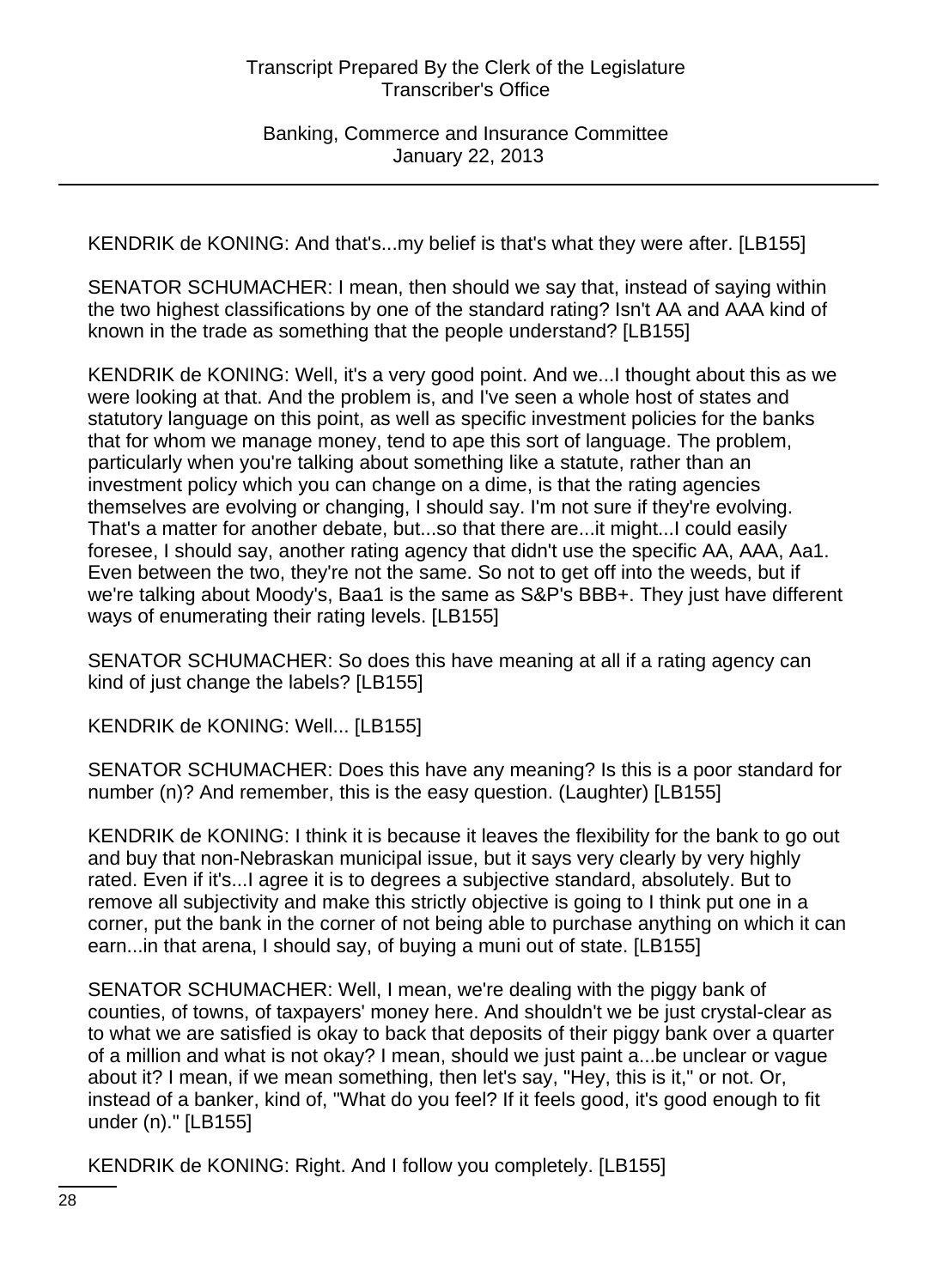KENDRIK de KONING: And that's...my belief is that's what they were after. [LB155]

SENATOR SCHUMACHER: I mean, then should we say that, instead of saying within the two highest classifications by one of the standard rating? Isn't AA and AAA kind of known in the trade as something that the people understand? [LB155]

KENDRIK de KONING: Well, it's a very good point. And we...I thought about this as we were looking at that. And the problem is, and I've seen a whole host of states and statutory language on this point, as well as specific investment policies for the banks that for whom we manage money, tend to ape this sort of language. The problem, particularly when you're talking about something like a statute, rather than an investment policy which you can change on a dime, is that the rating agencies themselves are evolving or changing, I should say. I'm not sure if they're evolving. That's a matter for another debate, but...so that there are...it might...I could easily foresee, I should say, another rating agency that didn't use the specific AA, AAA, Aa1. Even between the two, they're not the same. So not to get off into the weeds, but if we're talking about Moody's, Baa1 is the same as S&P's BBB+. They just have different ways of enumerating their rating levels. [LB155]

SENATOR SCHUMACHER: So does this have meaning at all if a rating agency can kind of just change the labels? [LB155]

KENDRIK de KONING: Well... [LB155]

SENATOR SCHUMACHER: Does this have any meaning? Is this is a poor standard for number (n)? And remember, this is the easy question. (Laughter) [LB155]

KENDRIK de KONING: I think it is because it leaves the flexibility for the bank to go out and buy that non-Nebraskan municipal issue, but it says very clearly by very highly rated. Even if it's...I agree it is to degrees a subjective standard, absolutely. But to remove all subjectivity and make this strictly objective is going to I think put one in a corner, put the bank in the corner of not being able to purchase anything on which it can earn...in that arena, I should say, of buying a muni out of state. [LB155]

SENATOR SCHUMACHER: Well, I mean, we're dealing with the piggy bank of counties, of towns, of taxpayers' money here. And shouldn't we be just crystal-clear as to what we are satisfied is okay to back that deposits of their piggy bank over a quarter of a million and what is not okay? I mean, should we just paint a...be unclear or vague about it? I mean, if we mean something, then let's say, "Hey, this is it," or not. Or, instead of a banker, kind of, "What do you feel? If it feels good, it's good enough to fit under (n)." [LB155]

KENDRIK de KONING: Right. And I follow you completely. [LB155]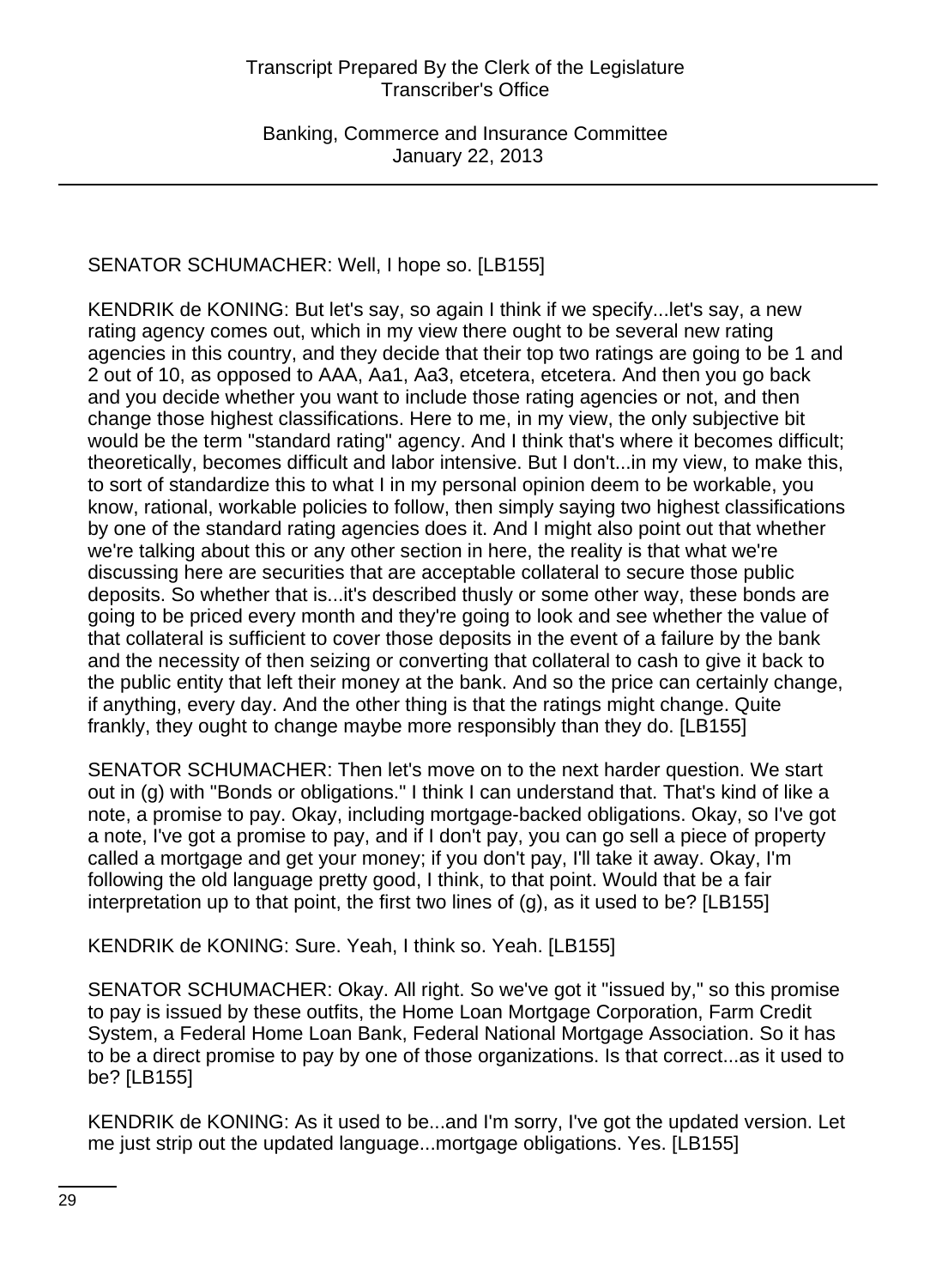SENATOR SCHUMACHER: Well, I hope so. [LB155]

KENDRIK de KONING: But let's say, so again I think if we specify...let's say, a new rating agency comes out, which in my view there ought to be several new rating agencies in this country, and they decide that their top two ratings are going to be 1 and 2 out of 10, as opposed to AAA, Aa1, Aa3, etcetera, etcetera. And then you go back and you decide whether you want to include those rating agencies or not, and then change those highest classifications. Here to me, in my view, the only subjective bit would be the term "standard rating" agency. And I think that's where it becomes difficult; theoretically, becomes difficult and labor intensive. But I don't...in my view, to make this, to sort of standardize this to what I in my personal opinion deem to be workable, you know, rational, workable policies to follow, then simply saying two highest classifications by one of the standard rating agencies does it. And I might also point out that whether we're talking about this or any other section in here, the reality is that what we're discussing here are securities that are acceptable collateral to secure those public deposits. So whether that is...it's described thusly or some other way, these bonds are going to be priced every month and they're going to look and see whether the value of that collateral is sufficient to cover those deposits in the event of a failure by the bank and the necessity of then seizing or converting that collateral to cash to give it back to the public entity that left their money at the bank. And so the price can certainly change, if anything, every day. And the other thing is that the ratings might change. Quite frankly, they ought to change maybe more responsibly than they do. [LB155]

SENATOR SCHUMACHER: Then let's move on to the next harder question. We start out in (g) with "Bonds or obligations." I think I can understand that. That's kind of like a note, a promise to pay. Okay, including mortgage-backed obligations. Okay, so I've got a note, I've got a promise to pay, and if I don't pay, you can go sell a piece of property called a mortgage and get your money; if you don't pay, I'll take it away. Okay, I'm following the old language pretty good, I think, to that point. Would that be a fair interpretation up to that point, the first two lines of (g), as it used to be? [LB155]

KENDRIK de KONING: Sure. Yeah, I think so. Yeah. [LB155]

SENATOR SCHUMACHER: Okay. All right. So we've got it "issued by," so this promise to pay is issued by these outfits, the Home Loan Mortgage Corporation, Farm Credit System, a Federal Home Loan Bank, Federal National Mortgage Association. So it has to be a direct promise to pay by one of those organizations. Is that correct...as it used to be? [LB155]

KENDRIK de KONING: As it used to be...and I'm sorry, I've got the updated version. Let me just strip out the updated language...mortgage obligations. Yes. [LB155]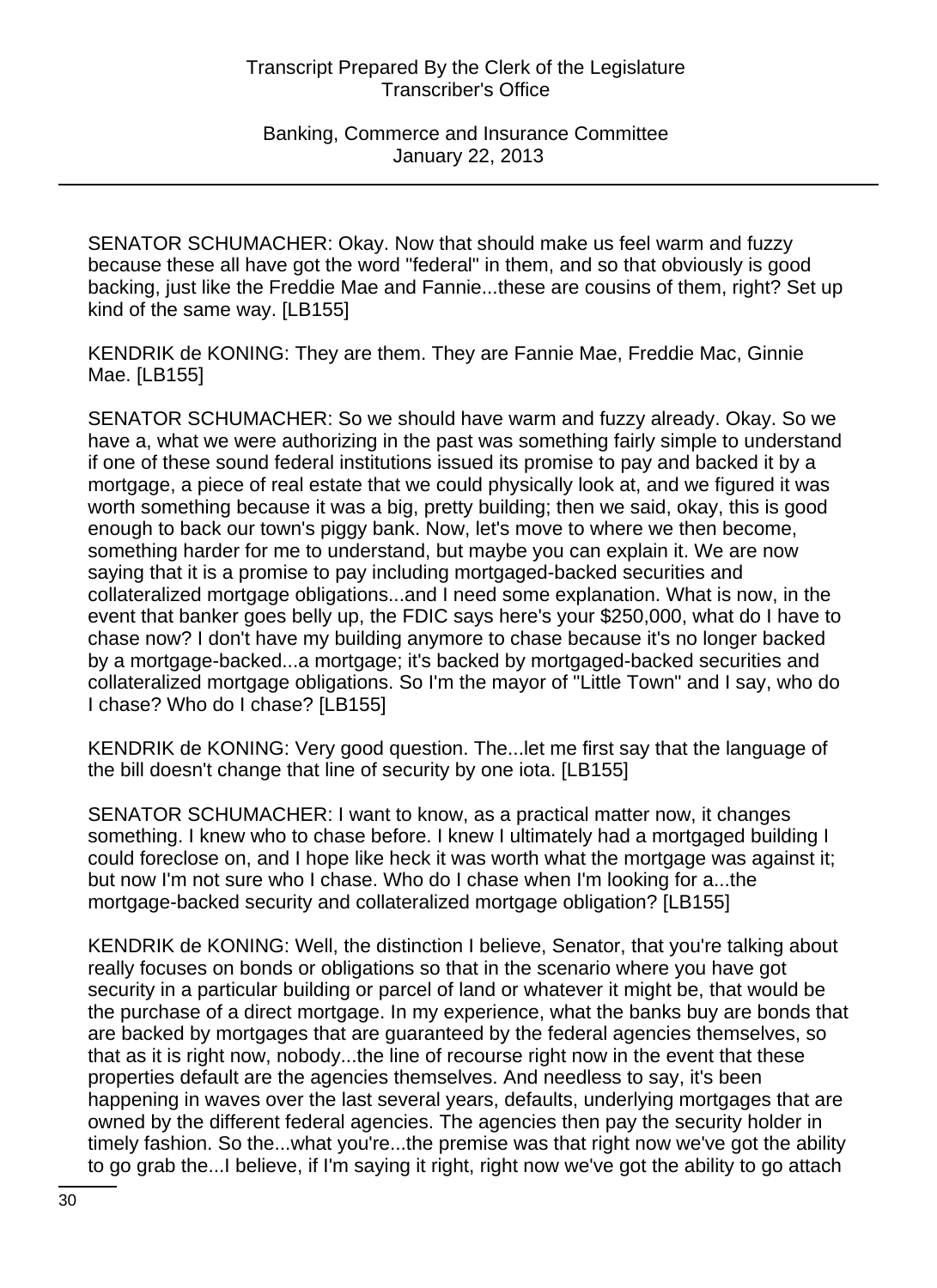SENATOR SCHUMACHER: Okay. Now that should make us feel warm and fuzzy because these all have got the word "federal" in them, and so that obviously is good backing, just like the Freddie Mae and Fannie...these are cousins of them, right? Set up kind of the same way. [LB155]

KENDRIK de KONING: They are them. They are Fannie Mae, Freddie Mac, Ginnie Mae. [LB155]

SENATOR SCHUMACHER: So we should have warm and fuzzy already. Okay. So we have a, what we were authorizing in the past was something fairly simple to understand if one of these sound federal institutions issued its promise to pay and backed it by a mortgage, a piece of real estate that we could physically look at, and we figured it was worth something because it was a big, pretty building; then we said, okay, this is good enough to back our town's piggy bank. Now, let's move to where we then become, something harder for me to understand, but maybe you can explain it. We are now saying that it is a promise to pay including mortgaged-backed securities and collateralized mortgage obligations...and I need some explanation. What is now, in the event that banker goes belly up, the FDIC says here's your $250,000, what do I have to chase now? I don't have my building anymore to chase because it's no longer backed by a mortgage-backed...a mortgage; it's backed by mortgaged-backed securities and collateralized mortgage obligations. So I'm the mayor of "Little Town" and I say, who do I chase? Who do I chase? [LB155]

KENDRIK de KONING: Very good question. The...let me first say that the language of the bill doesn't change that line of security by one iota. [LB155]

SENATOR SCHUMACHER: I want to know, as a practical matter now, it changes something. I knew who to chase before. I knew I ultimately had a mortgaged building I could foreclose on, and I hope like heck it was worth what the mortgage was against it; but now I'm not sure who I chase. Who do I chase when I'm looking for a...the mortgage-backed security and collateralized mortgage obligation? [LB155]

KENDRIK de KONING: Well, the distinction I believe, Senator, that you're talking about really focuses on bonds or obligations so that in the scenario where you have got security in a particular building or parcel of land or whatever it might be, that would be the purchase of a direct mortgage. In my experience, what the banks buy are bonds that are backed by mortgages that are guaranteed by the federal agencies themselves, so that as it is right now, nobody...the line of recourse right now in the event that these properties default are the agencies themselves. And needless to say, it's been happening in waves over the last several years, defaults, underlying mortgages that are owned by the different federal agencies. The agencies then pay the security holder in timely fashion. So the...what you're...the premise was that right now we've got the ability to go grab the...I believe, if I'm saying it right, right now we've got the ability to go attach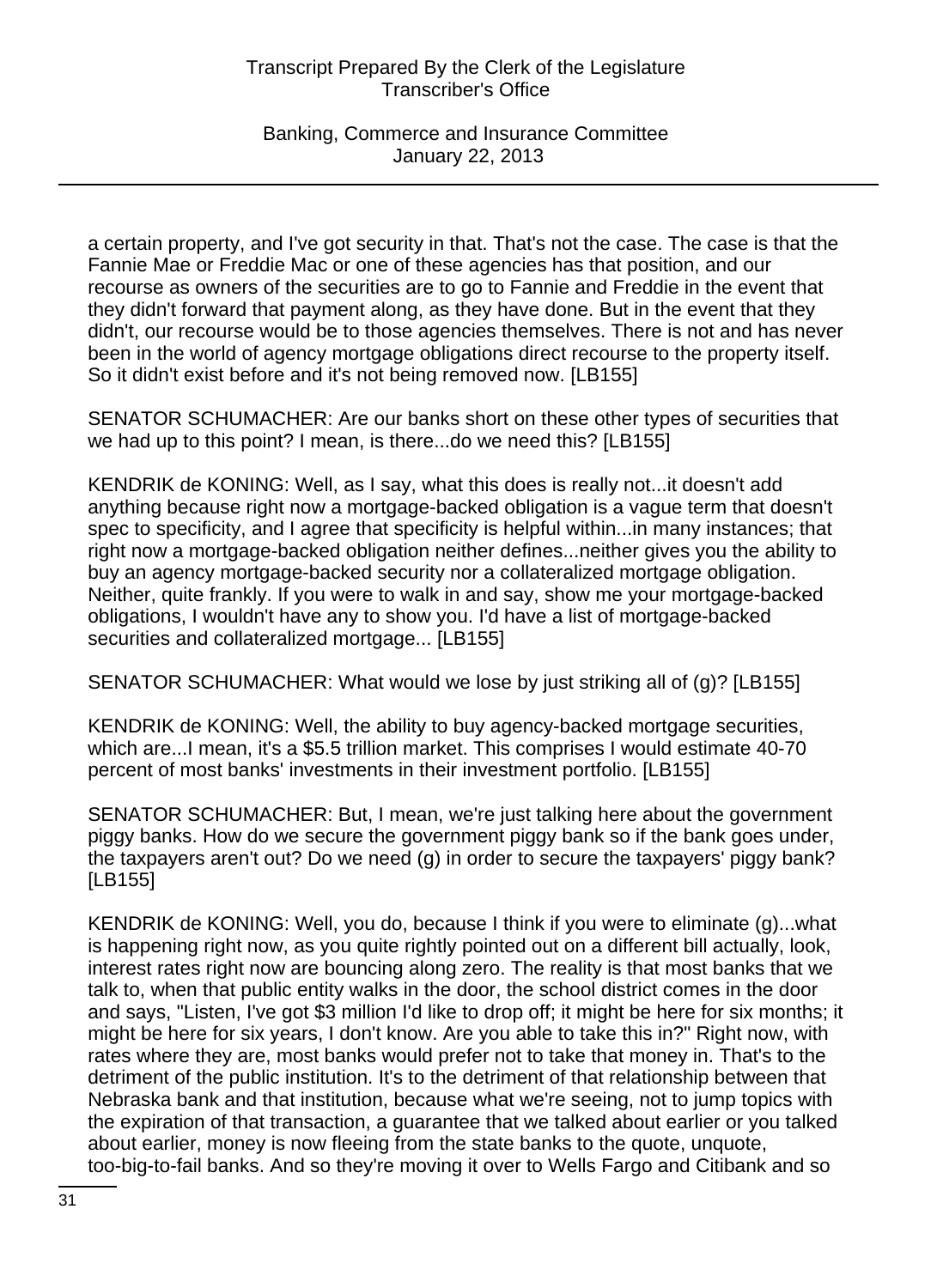a certain property, and I've got security in that. That's not the case. The case is that the Fannie Mae or Freddie Mac or one of these agencies has that position, and our recourse as owners of the securities are to go to Fannie and Freddie in the event that they didn't forward that payment along, as they have done. But in the event that they didn't, our recourse would be to those agencies themselves. There is not and has never been in the world of agency mortgage obligations direct recourse to the property itself. So it didn't exist before and it's not being removed now. [LB155]

SENATOR SCHUMACHER: Are our banks short on these other types of securities that we had up to this point? I mean, is there...do we need this? [LB155]

KENDRIK de KONING: Well, as I say, what this does is really not...it doesn't add anything because right now a mortgage-backed obligation is a vague term that doesn't spec to specificity, and I agree that specificity is helpful within...in many instances; that right now a mortgage-backed obligation neither defines...neither gives you the ability to buy an agency mortgage-backed security nor a collateralized mortgage obligation. Neither, quite frankly. If you were to walk in and say, show me your mortgage-backed obligations, I wouldn't have any to show you. I'd have a list of mortgage-backed securities and collateralized mortgage... [LB155]

SENATOR SCHUMACHER: What would we lose by just striking all of (g)? [LB155]

KENDRIK de KONING: Well, the ability to buy agency-backed mortgage securities, which are...I mean, it's a $5.5 trillion market. This comprises I would estimate 40-70 percent of most banks' investments in their investment portfolio. [LB155]

SENATOR SCHUMACHER: But, I mean, we're just talking here about the government piggy banks. How do we secure the government piggy bank so if the bank goes under, the taxpayers aren't out? Do we need (g) in order to secure the taxpayers' piggy bank? [LB155]

KENDRIK de KONING: Well, you do, because I think if you were to eliminate (g)...what is happening right now, as you quite rightly pointed out on a different bill actually, look, interest rates right now are bouncing along zero. The reality is that most banks that we talk to, when that public entity walks in the door, the school district comes in the door and says, "Listen, I've got $3 million I'd like to drop off; it might be here for six months; it might be here for six years, I don't know. Are you able to take this in?" Right now, with rates where they are, most banks would prefer not to take that money in. That's to the detriment of the public institution. It's to the detriment of that relationship between that Nebraska bank and that institution, because what we're seeing, not to jump topics with the expiration of that transaction, a guarantee that we talked about earlier or you talked about earlier, money is now fleeing from the state banks to the quote, unquote, too-big-to-fail banks. And so they're moving it over to Wells Fargo and Citibank and so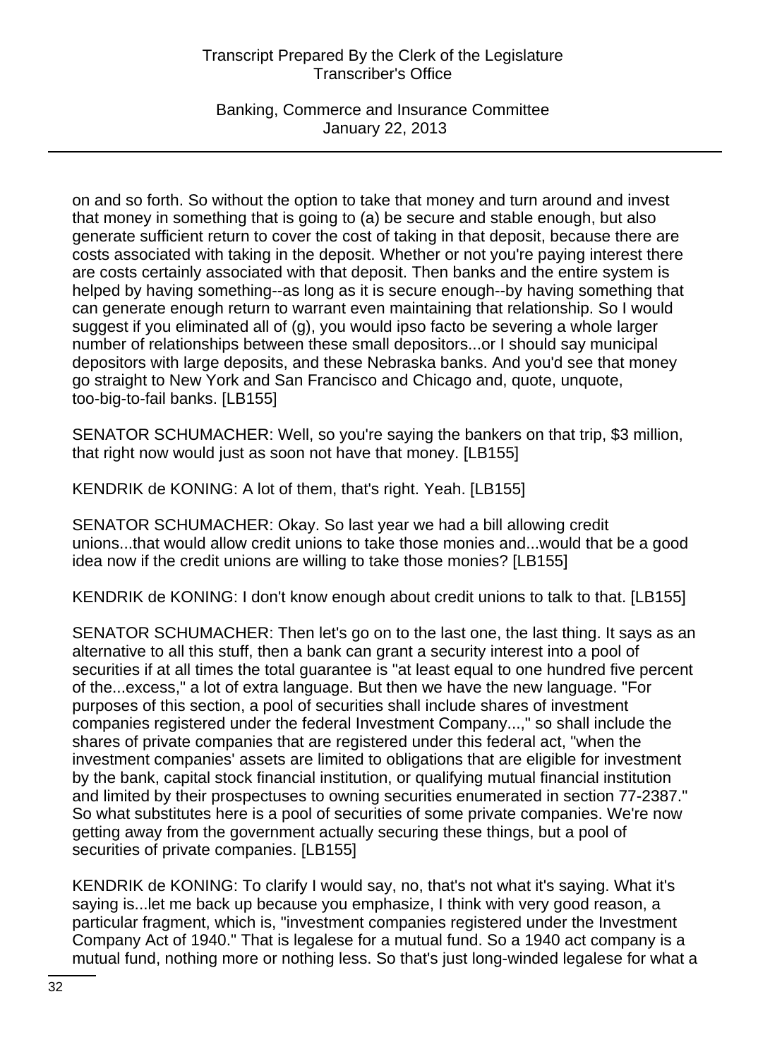on and so forth. So without the option to take that money and turn around and invest that money in something that is going to (a) be secure and stable enough, but also generate sufficient return to cover the cost of taking in that deposit, because there are costs associated with taking in the deposit. Whether or not you're paying interest there are costs certainly associated with that deposit. Then banks and the entire system is helped by having something--as long as it is secure enough--by having something that can generate enough return to warrant even maintaining that relationship. So I would suggest if you eliminated all of (g), you would ipso facto be severing a whole larger number of relationships between these small depositors...or I should say municipal depositors with large deposits, and these Nebraska banks. And you'd see that money go straight to New York and San Francisco and Chicago and, quote, unquote, too-big-to-fail banks. [LB155]

SENATOR SCHUMACHER: Well, so you're saying the bankers on that trip, $3 million, that right now would just as soon not have that money. [LB155]

KENDRIK de KONING: A lot of them, that's right. Yeah. [LB155]

SENATOR SCHUMACHER: Okay. So last year we had a bill allowing credit unions...that would allow credit unions to take those monies and...would that be a good idea now if the credit unions are willing to take those monies? [LB155]

KENDRIK de KONING: I don't know enough about credit unions to talk to that. [LB155]

SENATOR SCHUMACHER: Then let's go on to the last one, the last thing. It says as an alternative to all this stuff, then a bank can grant a security interest into a pool of securities if at all times the total guarantee is "at least equal to one hundred five percent of the...excess," a lot of extra language. But then we have the new language. "For purposes of this section, a pool of securities shall include shares of investment companies registered under the federal Investment Company...," so shall include the shares of private companies that are registered under this federal act, "when the investment companies' assets are limited to obligations that are eligible for investment by the bank, capital stock financial institution, or qualifying mutual financial institution and limited by their prospectuses to owning securities enumerated in section 77-2387." So what substitutes here is a pool of securities of some private companies. We're now getting away from the government actually securing these things, but a pool of securities of private companies. [LB155]

KENDRIK de KONING: To clarify I would say, no, that's not what it's saying. What it's saying is...let me back up because you emphasize, I think with very good reason, a particular fragment, which is, "investment companies registered under the Investment Company Act of 1940." That is legalese for a mutual fund. So a 1940 act company is a mutual fund, nothing more or nothing less. So that's just long-winded legalese for what a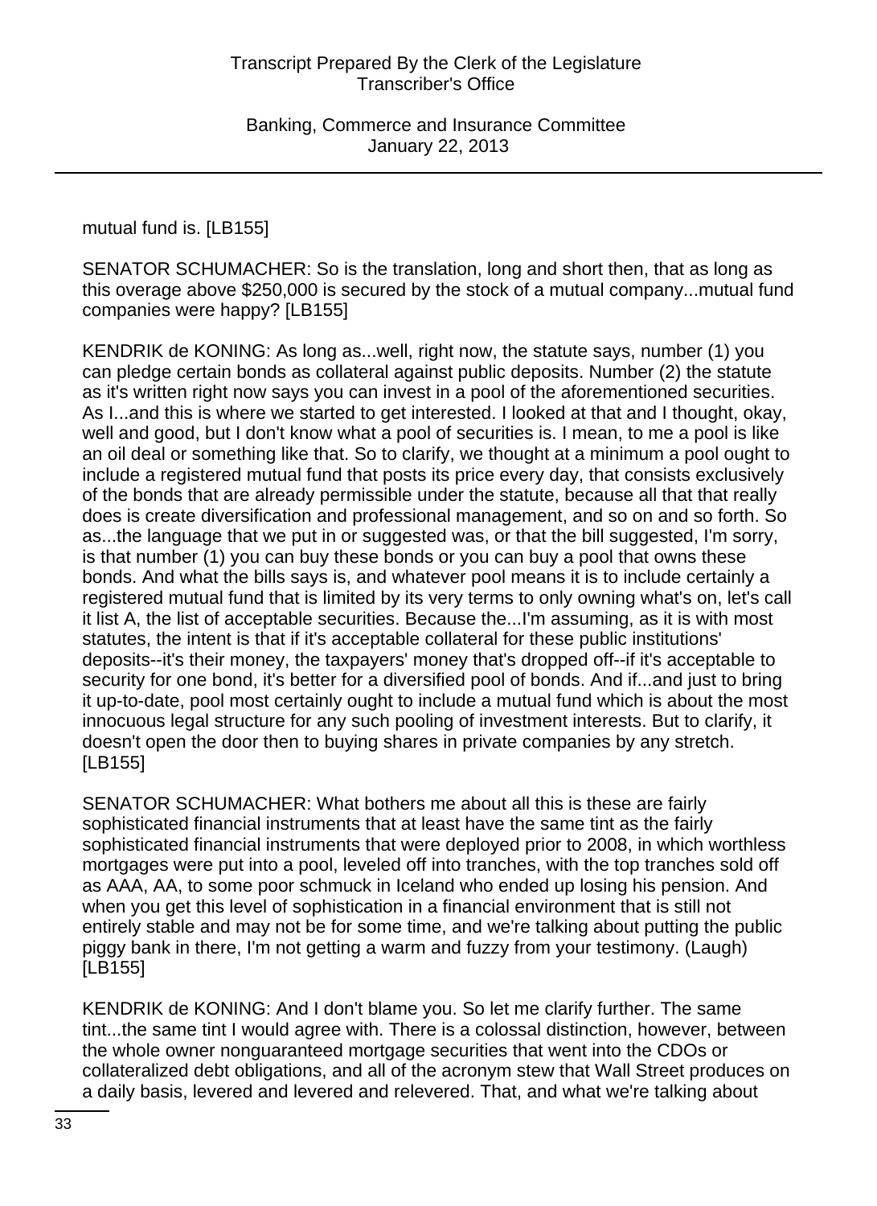mutual fund is. [LB155]

SENATOR SCHUMACHER: So is the translation, long and short then, that as long as this overage above $250,000 is secured by the stock of a mutual company...mutual fund companies were happy? [LB155]

KENDRIK de KONING: As long as...well, right now, the statute says, number (1) you can pledge certain bonds as collateral against public deposits. Number (2) the statute as it's written right now says you can invest in a pool of the aforementioned securities. As I...and this is where we started to get interested. I looked at that and I thought, okay, well and good, but I don't know what a pool of securities is. I mean, to me a pool is like an oil deal or something like that. So to clarify, we thought at a minimum a pool ought to include a registered mutual fund that posts its price every day, that consists exclusively of the bonds that are already permissible under the statute, because all that that really does is create diversification and professional management, and so on and so forth. So as...the language that we put in or suggested was, or that the bill suggested, I'm sorry, is that number (1) you can buy these bonds or you can buy a pool that owns these bonds. And what the bills says is, and whatever pool means it is to include certainly a registered mutual fund that is limited by its very terms to only owning what's on, let's call it list A, the list of acceptable securities. Because the...I'm assuming, as it is with most statutes, the intent is that if it's acceptable collateral for these public institutions' deposits--it's their money, the taxpayers' money that's dropped off--if it's acceptable to security for one bond, it's better for a diversified pool of bonds. And if...and just to bring it up-to-date, pool most certainly ought to include a mutual fund which is about the most innocuous legal structure for any such pooling of investment interests. But to clarify, it doesn't open the door then to buying shares in private companies by any stretch. [LB155]

SENATOR SCHUMACHER: What bothers me about all this is these are fairly sophisticated financial instruments that at least have the same tint as the fairly sophisticated financial instruments that were deployed prior to 2008, in which worthless mortgages were put into a pool, leveled off into tranches, with the top tranches sold off as AAA, AA, to some poor schmuck in Iceland who ended up losing his pension. And when you get this level of sophistication in a financial environment that is still not entirely stable and may not be for some time, and we're talking about putting the public piggy bank in there, I'm not getting a warm and fuzzy from your testimony. (Laugh) [LB155]

KENDRIK de KONING: And I don't blame you. So let me clarify further. The same tint...the same tint I would agree with. There is a colossal distinction, however, between the whole owner nonguaranteed mortgage securities that went into the CDOs or collateralized debt obligations, and all of the acronym stew that Wall Street produces on a daily basis, levered and levered and relevered. That, and what we're talking about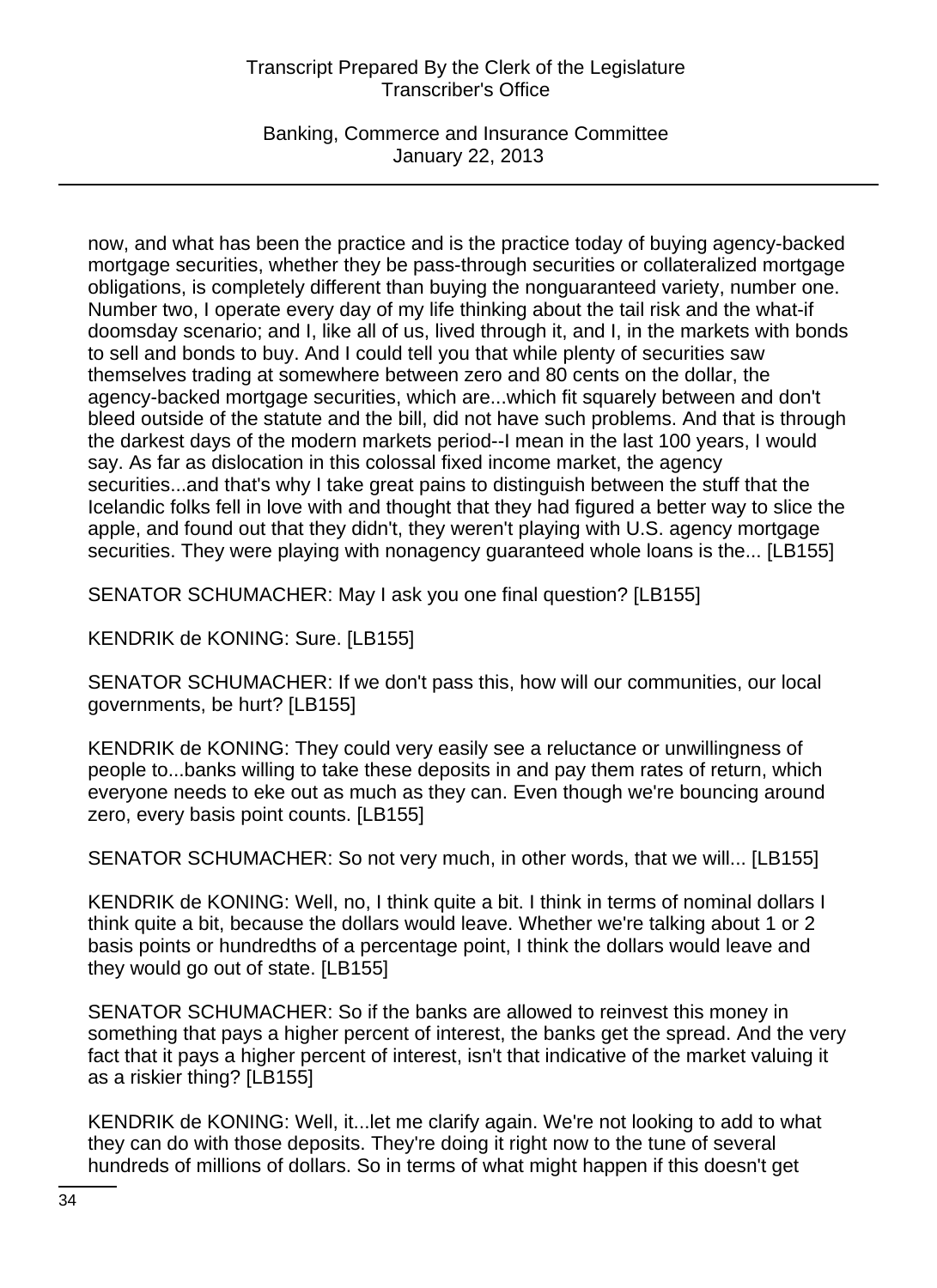now, and what has been the practice and is the practice today of buying agency-backed mortgage securities, whether they be pass-through securities or collateralized mortgage obligations, is completely different than buying the nonguaranteed variety, number one. Number two, I operate every day of my life thinking about the tail risk and the what-if doomsday scenario; and I, like all of us, lived through it, and I, in the markets with bonds to sell and bonds to buy. And I could tell you that while plenty of securities saw themselves trading at somewhere between zero and 80 cents on the dollar, the agency-backed mortgage securities, which are...which fit squarely between and don't bleed outside of the statute and the bill, did not have such problems. And that is through the darkest days of the modern markets period--I mean in the last 100 years, I would say. As far as dislocation in this colossal fixed income market, the agency securities...and that's why I take great pains to distinguish between the stuff that the Icelandic folks fell in love with and thought that they had figured a better way to slice the apple, and found out that they didn't, they weren't playing with U.S. agency mortgage securities. They were playing with nonagency guaranteed whole loans is the... [LB155]

SENATOR SCHUMACHER: May I ask you one final question? [LB155]

KENDRIK de KONING: Sure. [LB155]

SENATOR SCHUMACHER: If we don't pass this, how will our communities, our local governments, be hurt? [LB155]

KENDRIK de KONING: They could very easily see a reluctance or unwillingness of people to...banks willing to take these deposits in and pay them rates of return, which everyone needs to eke out as much as they can. Even though we're bouncing around zero, every basis point counts. [LB155]

SENATOR SCHUMACHER: So not very much, in other words, that we will... [LB155]

KENDRIK de KONING: Well, no, I think quite a bit. I think in terms of nominal dollars I think quite a bit, because the dollars would leave. Whether we're talking about 1 or 2 basis points or hundredths of a percentage point, I think the dollars would leave and they would go out of state. [LB155]

SENATOR SCHUMACHER: So if the banks are allowed to reinvest this money in something that pays a higher percent of interest, the banks get the spread. And the very fact that it pays a higher percent of interest, isn't that indicative of the market valuing it as a riskier thing? [LB155]

KENDRIK de KONING: Well, it...let me clarify again. We're not looking to add to what they can do with those deposits. They're doing it right now to the tune of several hundreds of millions of dollars. So in terms of what might happen if this doesn't get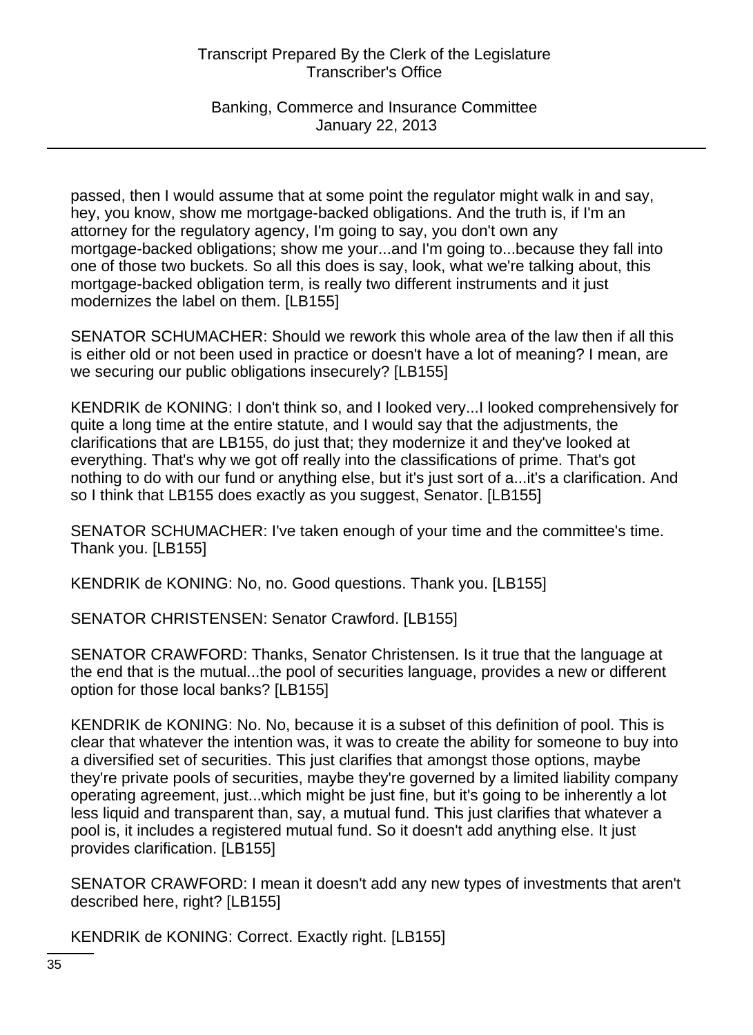passed, then I would assume that at some point the regulator might walk in and say, hey, you know, show me mortgage-backed obligations. And the truth is, if I'm an attorney for the regulatory agency, I'm going to say, you don't own any mortgage-backed obligations; show me your...and I'm going to...because they fall into one of those two buckets. So all this does is say, look, what we're talking about, this mortgage-backed obligation term, is really two different instruments and it just modernizes the label on them. [LB155]

SENATOR SCHUMACHER: Should we rework this whole area of the law then if all this is either old or not been used in practice or doesn't have a lot of meaning? I mean, are we securing our public obligations insecurely? [LB155]

KENDRIK de KONING: I don't think so, and I looked very...I looked comprehensively for quite a long time at the entire statute, and I would say that the adjustments, the clarifications that are LB155, do just that; they modernize it and they've looked at everything. That's why we got off really into the classifications of prime. That's got nothing to do with our fund or anything else, but it's just sort of a...it's a clarification. And so I think that LB155 does exactly as you suggest, Senator. [LB155]

SENATOR SCHUMACHER: I've taken enough of your time and the committee's time. Thank you. [LB155]

KENDRIK de KONING: No, no. Good questions. Thank you. [LB155]

SENATOR CHRISTENSEN: Senator Crawford. [LB155]

SENATOR CRAWFORD: Thanks, Senator Christensen. Is it true that the language at the end that is the mutual...the pool of securities language, provides a new or different option for those local banks? [LB155]

KENDRIK de KONING: No. No, because it is a subset of this definition of pool. This is clear that whatever the intention was, it was to create the ability for someone to buy into a diversified set of securities. This just clarifies that amongst those options, maybe they're private pools of securities, maybe they're governed by a limited liability company operating agreement, just...which might be just fine, but it's going to be inherently a lot less liquid and transparent than, say, a mutual fund. This just clarifies that whatever a pool is, it includes a registered mutual fund. So it doesn't add anything else. It just provides clarification. [LB155]

SENATOR CRAWFORD: I mean it doesn't add any new types of investments that aren't described here, right? [LB155]

KENDRIK de KONING: Correct. Exactly right. [LB155]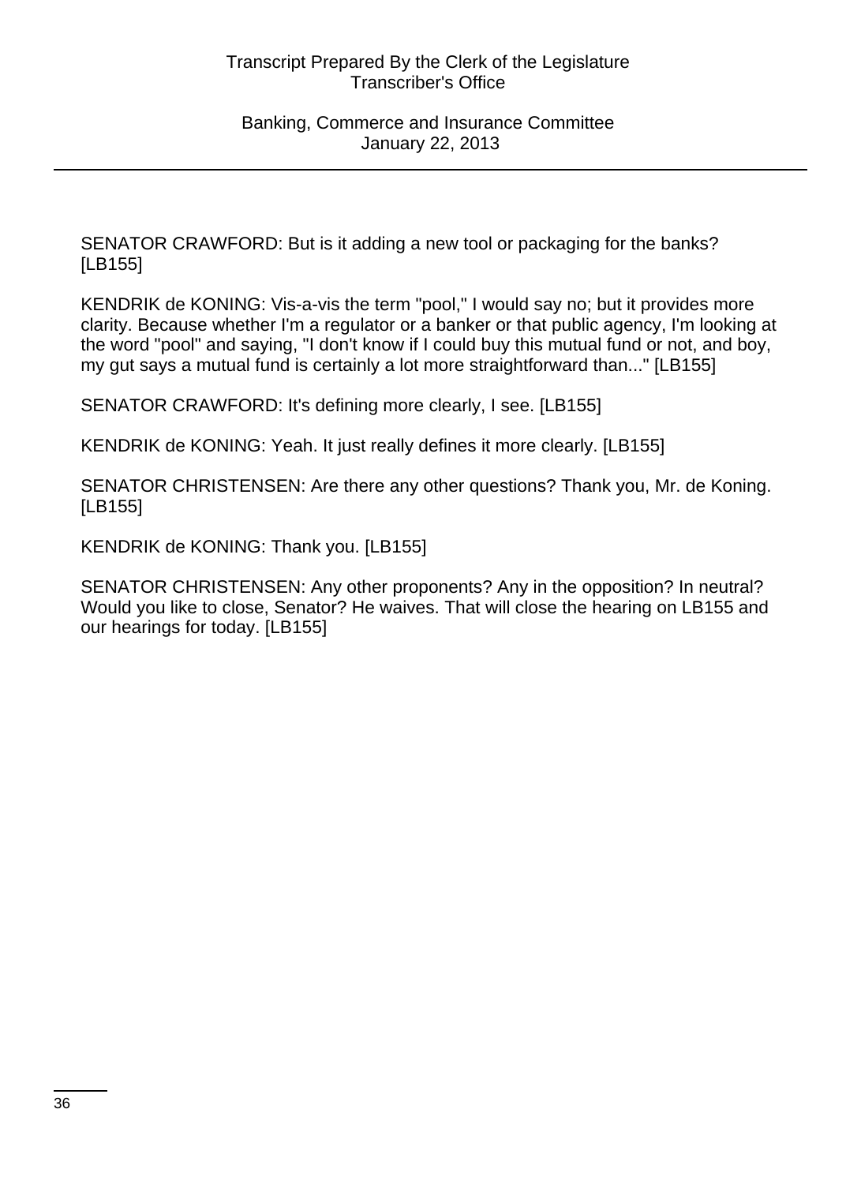SENATOR CRAWFORD: But is it adding a new tool or packaging for the banks? [LB155]

KENDRIK de KONING: Vis-a-vis the term "pool," I would say no; but it provides more clarity. Because whether I'm a regulator or a banker or that public agency, I'm looking at the word "pool" and saying, "I don't know if I could buy this mutual fund or not, and boy, my gut says a mutual fund is certainly a lot more straightforward than..." [LB155]

SENATOR CRAWFORD: It's defining more clearly, I see. [LB155]

KENDRIK de KONING: Yeah. It just really defines it more clearly. [LB155]

SENATOR CHRISTENSEN: Are there any other questions? Thank you, Mr. de Koning. [LB155]

KENDRIK de KONING: Thank you. [LB155]

SENATOR CHRISTENSEN: Any other proponents? Any in the opposition? In neutral? Would you like to close, Senator? He waives. That will close the hearing on LB155 and our hearings for today. [LB155]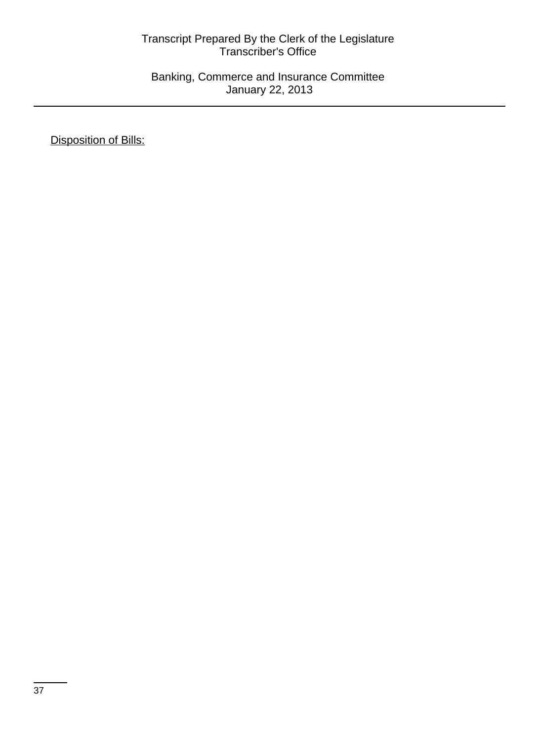Disposition of Bills: